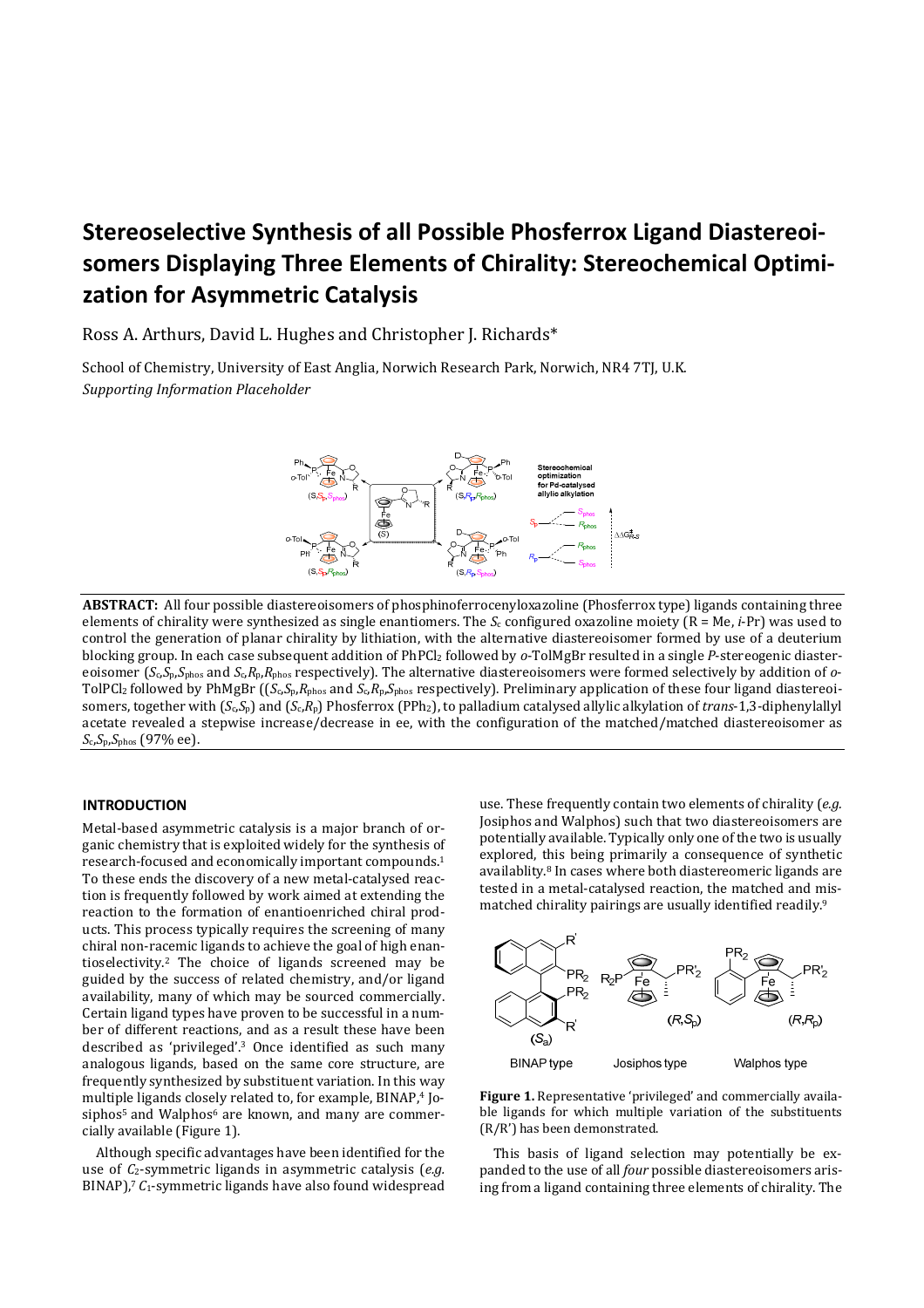# Stereoselective Synthesis of all Possible Phosferrox Ligand Diastereoisomers Displaying Three Elements of Chirality: Stereochemical Optimization for Asymmetric Catalysis

Ross A. Arthurs, David L. Hughes and Christopher J. Richards*

School of Chemistry, University of East Anglia, Norwich Research Park, Norwich, NR4 7TJ, U.K.
*Supporting Information Placeholder*

**ABSTRACT:** All four possible diastereoisomers of phosphinoferrocenyloxazoline (Phosferrox type) ligands containing three elements of chirality were synthesized as single enantiomers. The $S_c$ configured oxazoline moiety (R = Me, *i*-Pr) was used to control the generation of planar chirality by lithiation, with the alternative diastereoisomer formed by use of a deuterium blocking group. In each case subsequent addition of $PhPCl_2$ followed by *o*-TolMgBr resulted in a single *P*-stereogenic diastereoisomer ($S_c$,$S_p$,$S_{phos}$ and $S_c$,$R_p$,$R_{phos}$ respectively). The alternative diastereoisomers were formed selectively by addition of *o*-TolPCl$_2$ followed by PhMgBr (($S_c$,$S_p$,$R_{phos}$ and $S_c$,$R_p$,$S_{phos}$ respectively). Preliminary application of these four ligand diastereoisomers, together with ($S_c$,$S_p$) and ($S_c$,$R_p$) Phosferrox ($PPh_2$), to palladium catalysed allylic alkylation of *trans*-1,3-diphenylallyl acetate revealed a stepwise increase/decrease in ee, with the configuration of the matched/matched diastereoisomer as $S_c$,$S_p$,$S_{phos}$ (97% ee).

## INTRODUCTION

Metal-based asymmetric catalysis is a major branch of organic chemistry that is exploited widely for the synthesis of research-focused and economically important compounds.[1] To these ends the discovery of a new metal-catalysed reaction is frequently followed by work aimed at extending the reaction to the formation of enantioenriched chiral products. This process typically requires the screening of many chiral non-racemic ligands to achieve the goal of high enantioselectivity.[2] The choice of ligands screened may be guided by the success of related chemistry, and/or ligand availability, many of which may be sourced commercially. Certain ligand types have proven to be successful in a number of different reactions, and as a result these have been described as 'privileged'.[3] Once identified as such many analogous ligands, based on the same core structure, are frequently synthesized by substituent variation. In this way multiple ligands closely related to, for example, BINAP,[4] Josiphos[5] and Walphos[6] are known, and many are commercially available (Figure 1).

Although specific advantages have been identified for the use of $C_2$-symmetric ligands in asymmetric catalysis (*e.g.* BINAP),[7] $C_1$-symmetric ligands have also found widespread use. These frequently contain two elements of chirality (*e.g.* Josiphos and Walphos) such that two diastereoisomers are potentially available. Typically only one of the two is usually explored, this being primarily a consequence of synthetic availablity.[8] In cases where both diastereomeric ligands are tested in a metal-catalysed reaction, the matched and mismatched chirality pairings are usually identified readily.[9]

**Figure 1.** Representative 'privileged' and commercially available ligands for which multiple variation of the substituents (R/R') has been demonstrated.

This basis of ligand selection may potentially be expanded to the use of all *four* possible diastereoisomers arising from a ligand containing three elements of chirality. The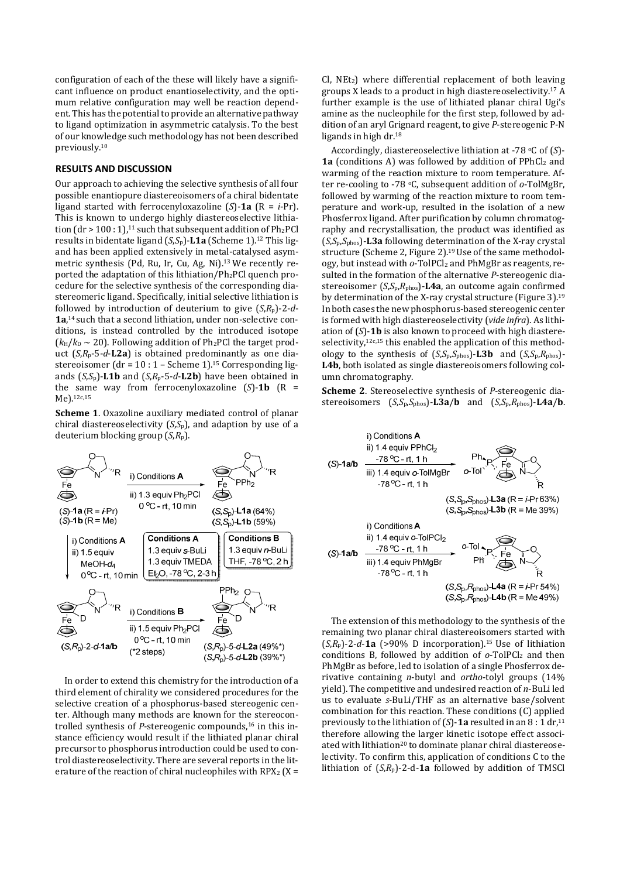configuration of each of the these will likely have a significant influence on product enantioselectivity, and the optimum relative configuration may well be reaction dependent. This has the potential to provide an alternative pathway to ligand optimization in asymmetric catalysis. To the best of our knowledge such methodology has not been described previously.[10]

## RESULTS AND DISCUSSION

Our approach to achieving the selective synthesis of all four possible enantiopure diastereoisomers of a chiral bidentate ligand started with ferrocenyloxazoline (*S*)-**1a** (R = *i*-Pr). This is known to undergo highly diastereoselective lithiation (dr > 100 : 1),[11] such that subsequent addition of $Ph_2PCl$ results in bidentate ligand (*S*,*S*p)-**L1a** (Scheme 1).[12] This ligand has been applied extensively in metal-catalysed asymmetric synthesis (Pd, Ru, Ir, Cu, Ag, Ni).[13] We recently reported the adaptation of this lithiation/$Ph_2PCl$ quench procedure for the selective synthesis of the corresponding diastereomeric ligand. Specifically, initial selective lithiation is followed by introduction of deuterium to give (*S*,*R*p)-2-*d*-**1a**,[14] such that a second lithiation, under non-selective conditions, is instead controlled by the introduced isotope ($k_H/k_D \sim 20$). Following addition of $Ph_2PCl$ the target product (*S*,*R*p-5-*d*-**L2a**) is obtained predominantly as one diastereoisomer (dr = 10 : 1 – Scheme 1).[15] Corresponding ligands (*S*,*S*p)-**L1b** and (*S*,*R*p-5-*d*-**L2b**) have been obtained in the same way from ferrocenyloxazoline (*S*)-**1b** (R = Me).[12c,15]

**Scheme 1**. Oxazoline auxiliary mediated control of planar chiral diastereoselectivity (*S*,*S*p), and adaption by use of a deuterium blocking group (*S*,*R*p).

In order to extend this chemistry for the introduction of a third element of chirality we considered procedures for the selective creation of a phosphorus-based stereogenic center. Although many methods are known for the stereocontrolled synthesis of *P*-stereogenic compounds,[16] in this instance efficiency would result if the lithiated planar chiral precursor to phosphorus introduction could be used to control diastereoselectivity. There are several reports in the literature of the reaction of chiral nucleophiles with $RPX_2$ (X = Cl, $NEt_2$) where differential replacement of both leaving groups X leads to a product in high diastereoselectivity.[17] A further example is the use of lithiated planar chiral Ugi's amine as the nucleophile for the first step, followed by addition of an aryl Grignard reagent, to give *P*-stereogenic P-N ligands in high dr.[18]

Accordingly, diastereoselective lithiation at -78 °C of (*S*)-**1a** (conditions A) was followed by addition of $PPhCl_2$ and warming of the reaction mixture to room temperature. After re-cooling to -78 °C, subsequent addition of *o*-TolMgBr, followed by warming of the reaction mixture to room temperature and work-up, resulted in the isolation of a new Phosferrox ligand. After purification by column chromatography and recrystallisation, the product was identified as (*S*,*S*p,*S*phos)-**L3a** following determination of the X-ray crystal structure (Scheme 2, Figure 2).[19] Use of the same methodology, but instead with *o*-$TolPCl_2$ and PhMgBr as reagents, resulted in the formation of the alternative *P*-stereogenic diastereoisomer (*S*,*S*p,*R*phos)-**L4a**, an outcome again confirmed by determination of the X-ray crystal structure (Figure 3).[19] In both cases the new phosphorus-based stereogenic center is formed with high diastereoselectivity (*vide infra*). As lithiation of (*S*)-**1b** is also known to proceed with high diastereoselectivity,[12c,15] this enabled the application of this methodology to the synthesis of (*S*,*S*p,*S*phos)-**L3b** and (*S*,*S*p,*R*phos)-**L4b**, both isolated as single diastereoisomers following column chromatography.

**Scheme 2**. Stereoselective synthesis of *P*-stereogenic diastereoisomers (*S*,*S*p,*S*phos)-**L3a/b** and (*S*,*S*p,*R*phos)-**L4a/b**.

The extension of this methodology to the synthesis of the remaining two planar chiral diastereoisomers started with (*S*,*R*p)-2-*d*-**1a** (>90% D incorporation).[15] Use of lithiation conditions B, followed by addition of *o*-$TolPCl_2$ and then PhMgBr as before, led to isolation of a single Phosferrox derivative containing *n*-butyl and *ortho*-tolyl groups (14% yield). The competitive and undesired reaction of *n*-BuLi led us to evaluate *s*-BuLi/THF as an alternative base/solvent combination for this reaction. These conditions (C) applied previously to the lithiation of (*S*)-**1a** resulted in an 8 : 1 dr,[11] therefore allowing the larger kinetic isotope effect associated with lithiation[20] to dominate planar chiral diastereoselectivity. To confirm this, application of conditions C to the lithiation of (*S*,*R*p)-2-d-**1a** followed by addition of TMSCl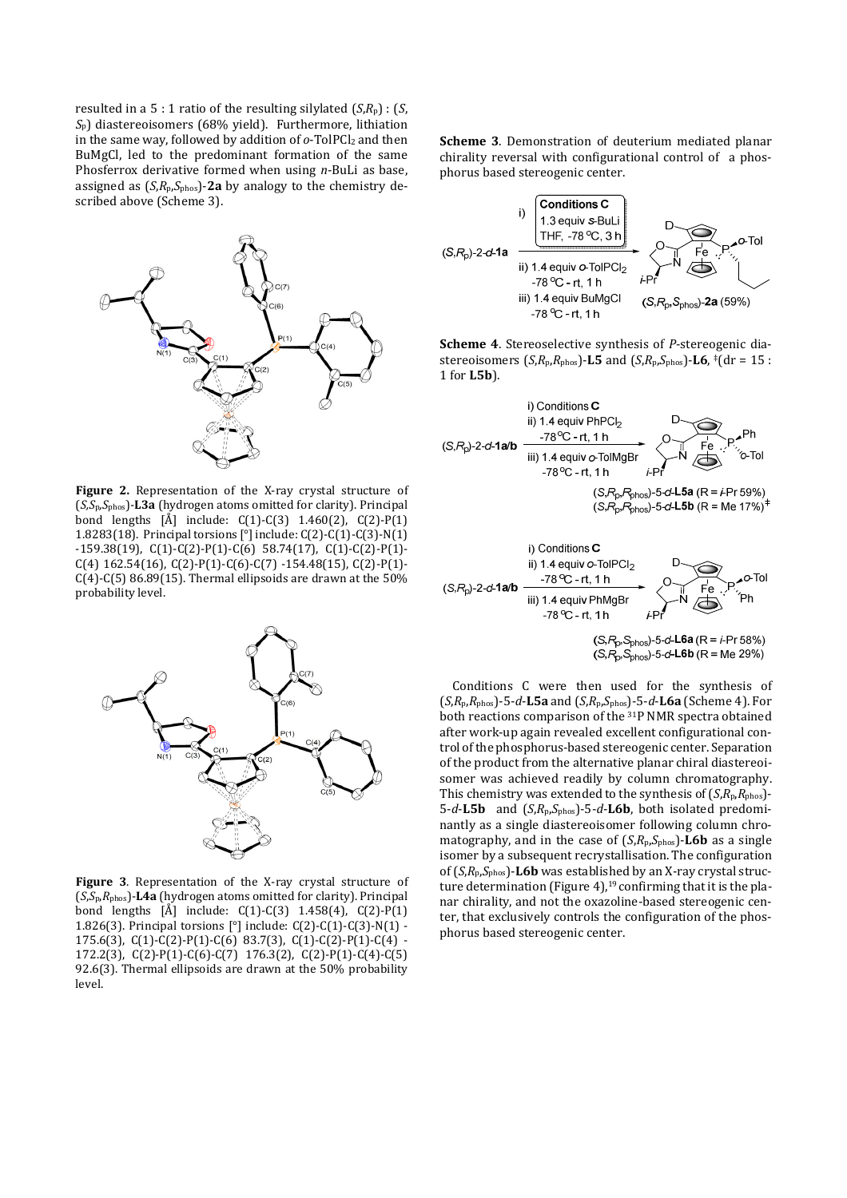resulted in a 5 : 1 ratio of the resulting silylated ($S$,$R_p$) : ($S$, $S_p$) diastereoisomers (68% yield). Furthermore, lithiation in the same way, followed by addition of *o*-TolPCl$_2$ and then BuMgCl, led to the predominant formation of the same Phosferrox derivative formed when using *n*-BuLi as base, assigned as ($S$,$R_p$,$S_{phos}$)-**2a** by analogy to the chemistry described above (Scheme 3).

**Figure 2.** Representation of the X-ray crystal structure of ($S$,$S_p$,$S_{phos}$)-**L3a** (hydrogen atoms omitted for clarity). Principal bond lengths [Å] include: C(1)-C(3) 1.460(2), C(2)-P(1) 1.8283(18). Principal torsions [°] include: C(2)-C(1)-C(3)-N(1) -159.38(19), C(1)-C(2)-P(1)-C(6) 58.74(17), C(1)-C(2)-P(1)-C(4) 162.54(16), C(2)-P(1)-C(6)-C(7) -154.48(15), C(2)-P(1)-C(4)-C(5) 86.89(15). Thermal ellipsoids are drawn at the 50% probability level.

**Figure 3**. Representation of the X-ray crystal structure of ($S$,$S_p$,$R_{phos}$)-**L4a** (hydrogen atoms omitted for clarity). Principal bond lengths [Å] include: C(1)-C(3) 1.458(4), C(2)-P(1) 1.826(3). Principal torsions [°] include: C(2)-C(1)-C(3)-N(1) -175.6(3), C(1)-C(2)-P(1)-C(6) 83.7(3), C(1)-C(2)-P(1)-C(4) -172.2(3), C(2)-P(1)-C(6)-C(7) 176.3(2), C(2)-P(1)-C(4)-C(5) 92.6(3). Thermal ellipsoids are drawn at the 50% probability level.

**Scheme 3**. Demonstration of deuterium mediated planar chirality reversal with configurational control of a phosphorus based stereogenic center.

($S$,$R_p$)-2-*d*-**1a** → i) **Conditions C**: 1.3 equiv *s*-BuLi, THF, -78 °C, 3 h; ii) 1.4 equiv *o*-TolPCl$_2$, -78 °C - rt, 1 h; iii) 1.4 equiv BuMgCl, -78 °C - rt, 1 h → ($S$,$R_p$,$S_{phos}$)-**2a** (59%)

**Scheme 4**. Stereoselective synthesis of *P*-stereogenic diastereoisomers ($S$,$R_p$,$R_{phos}$)-**L5** and ($S$,$R_p$,$S_{phos}$)-**L6**, ‡(dr = 15 : 1 for **L5b**).

($S$,$R_p$)-2-*d*-**1a/b** → i) Conditions **C**; ii) 1.4 equiv PhPCl$_2$, -78 °C - rt, 1 h; iii) 1.4 equiv *o*-TolMgBr, -78 °C - rt, 1 h → ($S$,$R_p$,$R_{phos}$)-5-*d*-**L5a** (R = *i*-Pr 59%); ($S$,$R_p$,$R_{phos}$)-5-*d*-**L5b** (R = Me 17%)‡

($S$,$R_p$)-2-*d*-**1a/b** → i) Conditions **C**; ii) 1.4 equiv *o*-TolPCl$_2$, -78 °C - rt, 1 h; iii) 1.4 equiv PhMgBr, -78 °C - rt, 1 h → ($S$,$R_p$,$S_{phos}$)-5-*d*-**L6a** (R = *i*-Pr 58%); ($S$,$R_p$,$S_{phos}$)-5-*d*-**L6b** (R = Me 29%)

Conditions C were then used for the synthesis of ($S$,$R_p$,$R_{phos}$)-5-*d*-**L5a** and ($S$,$R_p$,$S_{phos}$)-5-*d*-**L6a** (Scheme 4). For both reactions comparison of the $^{31}$P NMR spectra obtained after work-up again revealed excellent configurational control of the phosphorus-based stereogenic center. Separation of the product from the alternative planar chiral diastereoisomer was achieved readily by column chromatography. This chemistry was extended to the synthesis of ($S$,$R_p$,$R_{phos}$)-5-*d*-**L5b** and ($S$,$R_p$,$S_{phos}$)-5-*d*-**L6b**, both isolated predominantly as a single diastereoisomer following column chromatography, and in the case of ($S$,$R_p$,$S_{phos}$)-**L6b** as a single isomer by a subsequent recrystallisation. The configuration of ($S$,$R_p$,$S_{phos}$)-**L6b** was established by an X-ray crystal structure determination (Figure 4),[19] confirming that it is the planar chirality, and not the oxazoline-based stereogenic center, that exclusively controls the configuration of the phosphorus based stereogenic center.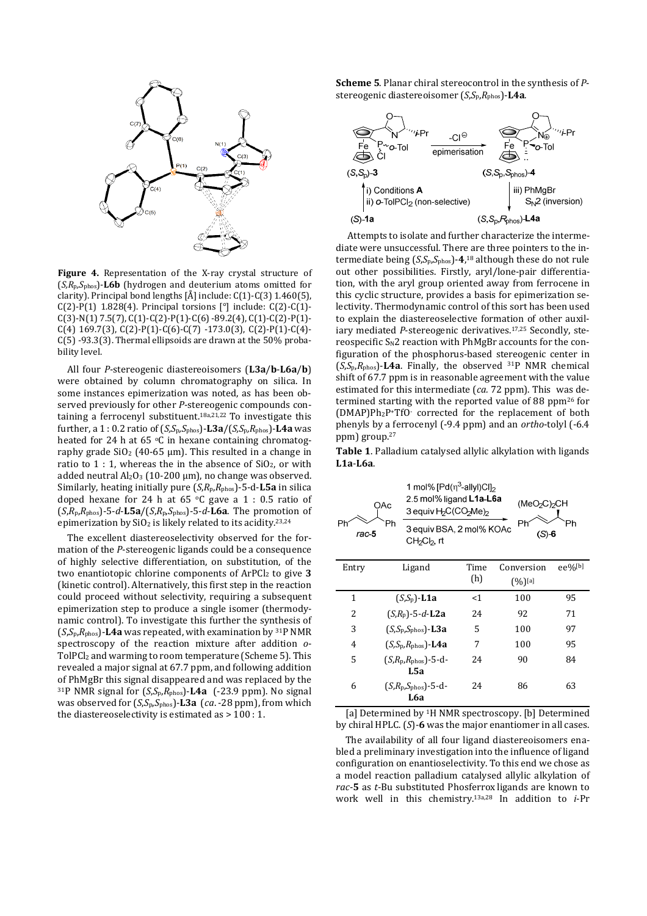**Figure 4.** Representation of the X-ray crystal structure of (*S*,*R*p,*S*phos)-**L6b** (hydrogen and deuterium atoms omitted for clarity). Principal bond lengths [Å] include: C(1)-C(3) 1.460(5), C(2)-P(1) 1.828(4). Principal torsions [°] include: C(2)-C(1)-C(3)-N(1) 7.5(7), C(1)-C(2)-P(1)-C(6) -89.2(4), C(1)-C(2)-P(1)-C(4) 169.7(3), C(2)-P(1)-C(6)-C(7) -173.0(3), C(2)-P(1)-C(4)-C(5) -93.3(3). Thermal ellipsoids are drawn at the 50% probability level.

All four *P*-stereogenic diastereoisomers (**L3a**/**b**-**L6a**/**b**) were obtained by column chromatography on silica. In some instances epimerization was noted, as has been observed previously for other *P*-stereogenic compounds containing a ferrocenyl substituent.[18a,21,22] To investigate this further, a 1 : 0.2 ratio of (*S*,*S*p,*S*phos)-**L3a**/(*S*,*S*p,*R*phos)-**L4a** was heated for 24 h at 65 °C in hexane containing chromatography grade $SiO_2$ (40-65 μm). This resulted in a change in ratio to 1 : 1, whereas the in the absence of $SiO_2$, or with added neutral $Al_2O_3$ (10-200 μm), no change was observed. Similarly, heating initially pure (*S*,*R*p,*R*phos)-5-d-**L5a** in silica doped hexane for 24 h at 65 °C gave a 1 : 0.5 ratio of (*S*,*R*p,*R*phos)-5-*d*-**L5a**/(*S*,*R*p,*S*phos)-5-*d*-**L6a**. The promotion of epimerization by $SiO_2$ is likely related to its acidity.[23,24]

The excellent diastereoselectivity observed for the formation of the *P*-stereogenic ligands could be a consequence of highly selective differentiation, on substitution, of the two enantiotopic chlorine components of $ArPCl_2$ to give **3** (kinetic control). Alternatively, this first step in the reaction could proceed without selectivity, requiring a subsequent epimerization step to produce a single isomer (thermodynamic control). To investigate this further the synthesis of (*S*,*S*p,*R*phos)-**L4a** was repeated, with examination by $^{31}P$ NMR spectroscopy of the reaction mixture after addition *o*-$TolPCl_2$ and warming to room temperature (Scheme 5). This revealed a major signal at 67.7 ppm, and following addition of PhMgBr this signal disappeared and was replaced by the $^{31}P$ NMR signal for (*S*,*S*p,*R*phos)-**L4a** (-23.9 ppm). No signal was observed for (*S*,*S*p,*S*phos)-**L3a** (*ca*. -28 ppm), from which the diastereoselectivity is estimated as > 100 : 1.

**Scheme 5**. Planar chiral stereocontrol in the synthesis of *P*-stereogenic diastereoisomer (*S*,*S*p,*R*phos)-**L4a**.

Attempts to isolate and further characterize the intermediate were unsuccessful. There are three pointers to the intermediate being (*S*,*S*p,*S*phos)-**4**,[18] although these do not rule out other possibilities. Firstly, aryl/lone-pair differentiation, with the aryl group oriented away from ferrocene in this cyclic structure, provides a basis for epimerization selectivity. Thermodynamic control of this sort has been used to explain the diastereoselective formation of other auxiliary mediated *P*-stereogenic derivatives.[17,25] Secondly, stereospecific $S_N2$ reaction with PhMgBr accounts for the configuration of the phosphorus-based stereogenic center in (*S*,*S*p,*R*phos)-**L4a**. Finally, the observed $^{31}P$ NMR chemical shift of 67.7 ppm is in reasonable agreement with the value estimated for this intermediate (*ca*. 72 ppm). This was determined starting with the reported value of 88 ppm[26] for $(DMAP)Ph_2P^+TfO^-$ corrected for the replacement of both phenyls by a ferrocenyl (-9.4 ppm) and an *ortho*-tolyl (-6.4 ppm) group.[27]

**Table 1**. Palladium catalysed allylic alkylation with ligands **L1a**-**L6a**.

Conditions: *rac*-**5** → (*S*)-**6**; 1 mol% $[Pd(\eta^3\text{-allyl})Cl]_2$, 2.5 mol% ligand **L1a-L6a**, 3 equiv $H_2C(CO_2Me)_2$, 3 equiv BSA, 2 mol% KOAc, $CH_2Cl_2$, rt

| Entry | Ligand | Time (h) | Conversion (%)[a] | ee%[b] |
|---|---|---|---|---|
| 1 | (*S*,*S*p)-**L1a** | <1 | 100 | 95 |
| 2 | (*S*,*R*p)-5-*d*-**L2a** | 24 | 92 | 71 |
| 3 | (*S*,*S*p,*S*phos)-**L3a** | 5 | 100 | 97 |
| 4 | (*S*,*S*p,*R*phos)-**L4a** | 7 | 100 | 95 |
| 5 | (*S*,*R*p,*R*phos)-5-d-**L5a** | 24 | 90 | 84 |
| 6 | (*S*,*R*p,*S*phos)-5-d-**L6a** | 24 | 86 | 63 |

[a] Determined by $^1H$ NMR spectroscopy. [b] Determined by chiral HPLC. (*S*)-**6** was the major enantiomer in all cases.

The availability of all four ligand diastereoisomers enabled a preliminary investigation into the influence of ligand configuration on enantioselectivity. To this end we chose as a model reaction palladium catalysed allylic alkylation of *rac*-**5** as *t*-Bu substituted Phosferrox ligands are known to work well in this chemistry.[13a,28] In addition to *i*-Pr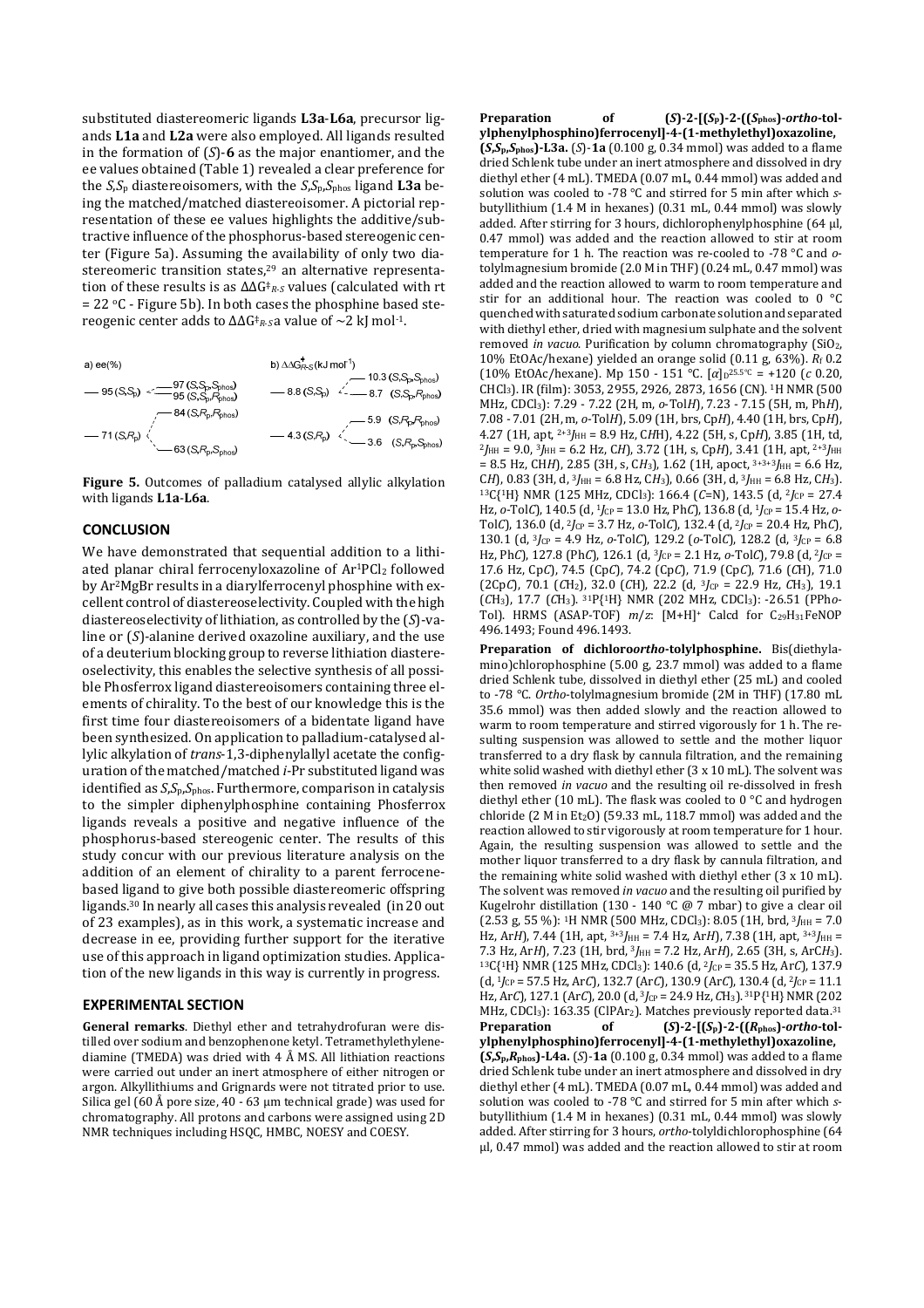substituted diastereomeric ligands **L3a**-**L6a**, precursor ligands **L1a** and **L2a** were also employed. All ligands resulted in the formation of (*S*)-**6** as the major enantiomer, and the ee values obtained (Table 1) revealed a clear preference for the *S*,$S_p$ diastereoisomers, with the *S*,$S_p$,$S_{phos}$ ligand **L3a** being the matched/matched diastereoisomer. A pictorial representation of these ee values highlights the additive/subtractive influence of the phosphorus-based stereogenic center (Figure 5a). Assuming the availability of only two diastereomeric transition states,[29] an alternative representation of these results is as $\Delta\Delta G^{\ddagger}_{R-S}$ values (calculated with rt = 22 °C - Figure 5b). In both cases the phosphine based stereogenic center adds to $\Delta\Delta G^{\ddagger}_{R-S}$ a value of ~2 kJ mol$^{-1}$.

a) ee(%)

— 95 (*S*,$S_p$) → 97 (*S*,$S_p$,$S_{phos}$) / 95 (*S*,$S_p$,$R_{phos}$)

— 71 (*S*,$R_p$) → 84 (*S*,$R_p$,$R_{phos}$) / 63 (*S*,$R_p$,$S_{phos}$)

b) $\Delta\Delta G^{\ddagger}_{R-S}$ (kJ mol$^{-1}$)

— 8.8 (*S*,$S_p$) → 10.3 (*S*,$S_p$,$S_{phos}$) / 8.7 (*S*,$S_p$,$R_{phos}$)

— 4.3 (*S*,$R_p$) → 5.9 (*S*,$R_p$,$R_{phos}$) / 3.6 (*S*,$R_p$,$S_{phos}$)

**Figure 5.** Outcomes of palladium catalysed allylic alkylation with ligands **L1a**-**L6a**.

## CONCLUSION

We have demonstrated that sequential addition to a lithiated planar chiral ferrocenyloxazoline of $Ar^1PCl_2$ followed by $Ar^2MgBr$ results in a diarylferrocenyl phosphine with excellent control of diastereoselectivity. Coupled with the high diastereoselectivity of lithiation, as controlled by the (*S*)-valine or (*S*)-alanine derived oxazoline auxiliary, and the use of a deuterium blocking group to reverse lithiation diastereoselectivity, this enables the selective synthesis of all possible Phosferrox ligand diastereoisomers containing three elements of chirality. To the best of our knowledge this is the first time four diastereoisomers of a bidentate ligand have been synthesized. On application to palladium-catalysed allylic alkylation of *trans*-1,3-diphenylallyl acetate the configuration of the matched/matched *i*-Pr substituted ligand was identified as *S*,$S_p$,$S_{phos}$. Furthermore, comparison in catalysis to the simpler diphenylphosphine containing Phosferrox ligands reveals a positive and negative influence of the phosphorus-based stereogenic center. The results of this study concur with our previous literature analysis on the addition of an element of chirality to a parent ferrocene-based ligand to give both possible diastereomeric offspring ligands.[30] In nearly all cases this analysis revealed (in 20 out of 23 examples), as in this work, a systematic increase and decrease in ee, providing further support for the iterative use of this approach in ligand optimization studies. Application of the new ligands in this way is currently in progress.

## EXPERIMENTAL SECTION

**General remarks**. Diethyl ether and tetrahydrofuran were distilled over sodium and benzophenone ketyl. Tetramethylethylenediamine (TMEDA) was dried with 4 Å MS. All lithiation reactions were carried out under an inert atmosphere of either nitrogen or argon. Alkyllithiums and Grignards were not titrated prior to use. Silica gel (60 Å pore size, 40 - 63 μm technical grade) was used for chromatography. All protons and carbons were assigned using 2D NMR techniques including HSQC, HMBC, NOESY and COESY.

**Preparation of (*S*)-2-[($S_p$)-2-(($S_{phos}$)-*ortho*-tolylphenylphosphino)ferrocenyl]-4-(1-methylethyl)oxazoline, (*S*,$S_p$,$S_{phos}$)-L3a.** (*S*)-**1a** (0.100 g, 0.34 mmol) was added to a flame dried Schlenk tube under an inert atmosphere and dissolved in dry diethyl ether (4 mL). TMEDA (0.07 mL, 0.44 mmol) was added and solution was cooled to -78 °C and stirred for 5 min after which *s*-butyllithium (1.4 M in hexanes) (0.31 mL, 0.44 mmol) was slowly added. After stirring for 3 hours, dichlorophenylphosphine (64 μl, 0.47 mmol) was added and the reaction allowed to stir at room temperature for 1 h. The reaction was re-cooled to -78 °C and *o*-tolylmagnesium bromide (2.0 M in THF) (0.24 mL, 0.47 mmol) was added and the reaction allowed to warm to room temperature and stir for an additional hour. The reaction was cooled to 0 °C quenched with saturated sodium carbonate solution and separated with diethyl ether, dried with magnesium sulphate and the solvent removed *in vacuo*. Purification by column chromatography ($SiO_2$, 10% EtOAc/hexane) yielded an orange solid (0.11 g, 63%). $R_f$ 0.2 (10% EtOAc/hexane). Mp 150 - 151 °C. $[\alpha]_D^{25.5\,°C}$ = +120 (*c* 0.20, $CHCl_3$). IR (film): 3053, 2955, 2926, 2873, 1656 (CN). $^1$H NMR (500 MHz, $CDCl_3$): 7.29 - 7.22 (2H, m, *o*-Tol*H*), 7.23 - 7.15 (5H, m, Ph*H*), 7.08 - 7.01 (2H, m, *o*-Tol*H*), 5.09 (1H, brs, Cp*H*), 4.40 (1H, brs, Cp*H*), 4.27 (1H, apt, $^{2+3}J_{HH}$ = 8.9 Hz, C*H*H), 4.22 (5H, s, Cp*H*), 3.85 (1H, td, $^2J_{HH}$ = 9.0, $^3J_{HH}$ = 6.2 Hz, C*H*), 3.72 (1H, s, Cp*H*), 3.41 (1H, apt, $^{2+3}J_{HH}$ = 8.5 Hz, CH*H*), 2.85 (3H, s, C*H*$_3$), 1.62 (1H, apoct, $^{3+3+3}J_{HH}$ = 6.6 Hz, C*H*), 0.83 (3H, d, $^3J_{HH}$ = 6.8 Hz, C*H*$_3$), 0.66 (3H, d, $^3J_{HH}$ = 6.8 Hz, C*H*$_3$). $^{13}$C{$^1$H} NMR (125 MHz, $CDCl_3$): 166.4 (*C*=N), 143.5 (d, $^2J_{CP}$ = 27.4 Hz, *o*-Tol*C*), 140.5 (d, $^1J_{CP}$ = 13.0 Hz, Ph*C*), 136.8 (d, $^1J_{CP}$ = 15.4 Hz, *o*-Tol*C*), 136.0 (d, $^2J_{CP}$ = 3.7 Hz, *o*-Tol*C*), 132.4 (d, $^2J_{CP}$ = 20.4 Hz, Ph*C*), 130.1 (d, $^3J_{CP}$ = 4.9 Hz, *o*-Tol*C*), 129.2 (*o*-Tol*C*), 128.2 (d, $^3J_{CP}$ = 6.8 Hz, Ph*C*), 127.8 (Ph*C*), 126.1 (d, $^3J_{CP}$ = 2.1 Hz, *o*-Tol*C*), 79.8 (d, $^2J_{CP}$ = 17.6 Hz, Cp*C*), 74.5 (Cp*C*), 74.2 (Cp*C*), 71.9 (Cp*C*), 71.6 (*C*H), 71.0 (2Cp*C*), 70.1 (*C*H$_2$), 32.0 (*C*H), 22.2 (d, $^3J_{CP}$ = 22.9 Hz, *C*H$_3$), 19.1 (*C*H$_3$), 17.7 (*C*H$_3$). $^{31}$P{$^1$H} NMR (202 MHz, $CDCl_3$): -26.51 (PPh*o*-Tol). HRMS (ASAP-TOF) *m*/*z*: [M+H]$^+$ Calcd for $C_{29}H_{31}FeNOP$ 496.1493; Found 496.1493.

**Preparation of dichloro*ortho*-tolylphosphine.** Bis(diethylamino)chlorophosphine (5.00 g, 23.7 mmol) was added to a flame dried Schlenk tube, dissolved in diethyl ether (25 mL) and cooled to -78 °C. *Ortho*-tolylmagnesium bromide (2M in THF) (17.80 mL 35.6 mmol) was then added slowly and the reaction allowed to warm to room temperature and stirred vigorously for 1 h. The resulting suspension was allowed to settle and the mother liquor transferred to a dry flask by cannula filtration, and the remaining white solid washed with diethyl ether (3 x 10 mL). The solvent was then removed *in vacuo* and the resulting oil re-dissolved in fresh diethyl ether (10 mL). The flask was cooled to 0 °C and hydrogen chloride (2 M in $Et_2O$) (59.33 mL, 118.7 mmol) was added and the reaction allowed to stir vigorously at room temperature for 1 hour. Again, the resulting suspension was allowed to settle and the mother liquor transferred to a dry flask by cannula filtration, and the remaining white solid washed with diethyl ether (3 x 10 mL). The solvent was removed *in vacuo* and the resulting oil purified by Kugelrohr distillation (130 - 140 °C @ 7 mbar) to give a clear oil (2.53 g, 55 %): $^1$H NMR (500 MHz, $CDCl_3$): 8.05 (1H, brd, $^3J_{HH}$ = 7.0 Hz, Ar*H*), 7.44 (1H, apt, $^{3+3}J_{HH}$ = 7.4 Hz, Ar*H*), 7.38 (1H, apt, $^{3+3}J_{HH}$ = 7.3 Hz, Ar*H*), 7.23 (1H, brd, $^3J_{HH}$ = 7.2 Hz, Ar*H*), 2.65 (3H, s, ArC*H*$_3$). $^{13}$C{$^1$H} NMR (125 MHz, $CDCl_3$): 140.6 (d, $^2J_{CP}$ = 35.5 Hz, Ar*C*), 137.9 (d, $^1J_{CP}$ = 57.5 Hz, Ar*C*), 132.7 (Ar*C*), 130.9 (Ar*C*), 130.4 (d, $^2J_{CP}$ = 11.1 Hz, Ar*C*), 127.1 (Ar*C*), 20.0 (d, $^3J_{CP}$ = 24.9 Hz, *C*H$_3$). $^{31}$P{$^1$H} NMR (202 MHz, $CDCl_3$): 163.35 ($ClPAr_2$). Matches previously reported data.[31]

**Preparation of (*S*)-2-[($S_p$)-2-(($R_{phos}$)-*ortho*-tolylphenylphosphino)ferrocenyl]-4-(1-methylethyl)oxazoline, (*S*,$S_p$,$R_{phos}$)-L4a.** (*S*)-**1a** (0.100 g, 0.34 mmol) was added to a flame dried Schlenk tube under an inert atmosphere and dissolved in dry diethyl ether (4 mL). TMEDA (0.07 mL, 0.44 mmol) was added and solution was cooled to -78 °C and stirred for 5 min after which *s*-butyllithium (1.4 M in hexanes) (0.31 mL, 0.44 mmol) was slowly added. After stirring for 3 hours, *ortho*-tolyldichlorophosphine (64 μl, 0.47 mmol) was added and the reaction allowed to stir at room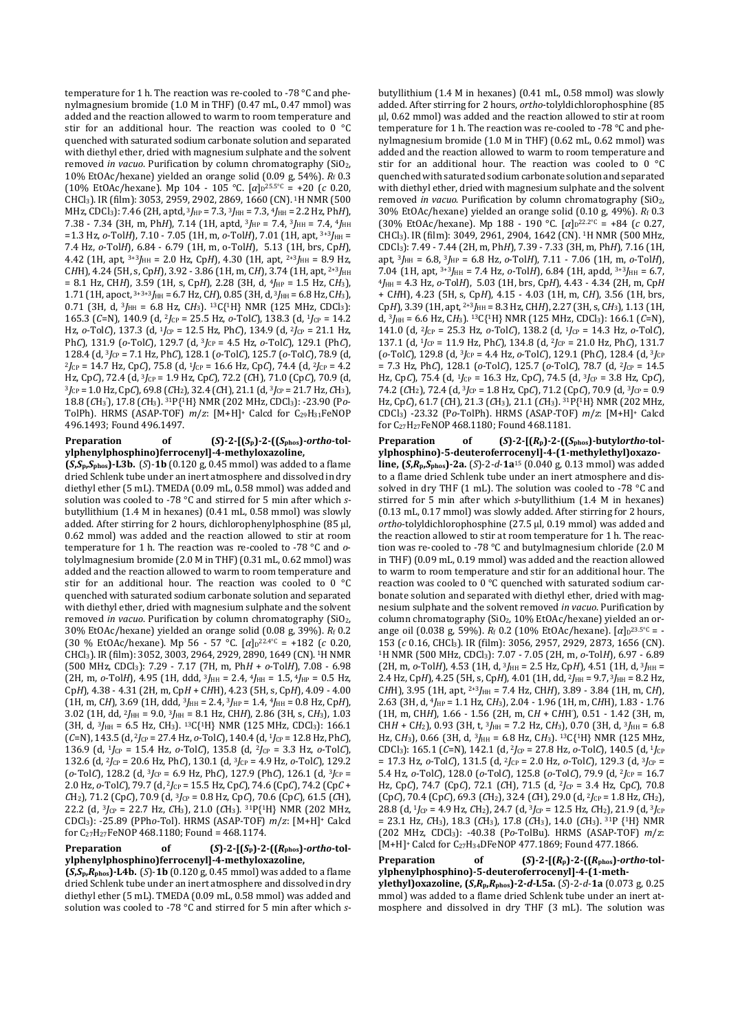temperature for 1 h. The reaction was re-cooled to -78 °C and phenylmagnesium bromide (1.0 M in THF) (0.47 mL, 0.47 mmol) was added and the reaction allowed to warm to room temperature and stir for an additional hour. The reaction was cooled to 0 °C quenched with saturated sodium carbonate solution and separated with diethyl ether, dried with magnesium sulphate and the solvent removed *in vacuo*. Purification by column chromatography ($SiO_2$, 10% EtOAc/hexane) yielded an orange solid (0.09 g, 54%). $R_f$ 0.3 (10% EtOAc/hexane). Mp 104 - 105 °C. $[\alpha]_D^{25.5°C}$ = +20 (*c* 0.20, $CHCl_3$). IR (film): 3053, 2959, 2902, 2869, 1660 (CN). $^1$H NMR (500 MHz, $CDCl_3$): 7.46 (2H, aptd, $^3J_{HP}$ = 7.3, $^3J_{HH}$ = 7.3, $^4J_{HH}$ = 2.2 Hz, Ph*H*), 7.38 - 7.34 (3H, m, Ph*H*), 7.14 (1H, aptd, $^3J_{HP}$ = 7.4, $^3J_{HH}$ = 7.4, $^4J_{HH}$ =1.3 Hz, *o*-Tol*H*), 7.10 - 7.05 (1H, m, *o*-Tol*H*), 7.01 (1H, apt, $^{3+3}J_{HH}$ = 7.4 Hz, *o*-Tol*H*), 6.84 - 6.79 (1H, m, *o*-Tol*H*), 5.13 (1H, brs, Cp*H*), 4.42 (1H, apt, $^{3+3}J_{HH}$ = 2.0 Hz, Cp*H*), 4.30 (1H, apt, $^{2+3}J_{HH}$ = 8.9 Hz, C*H*H), 4.24 (5H, s, Cp*H*), 3.92 - 3.86 (1H, m, C*H*), 3.74 (1H, apt, $^{2+3}J_{HH}$ = 8.1 Hz, CH*H*), 3.59 (1H, s, Cp*H*), 2.28 (3H, d, $^4J_{HP}$ = 1.5 Hz, C*H*$_3$), 1.71 (1H, apoct, $^{3+3+3}J_{HH}$ = 6.7 Hz, C*H*), 0.85 (3H, d, $^3J_{HH}$ = 6.8 Hz, C*H*$_3$), 0.71 (3H, d, $^3J_{HH}$ = 6.8 Hz, C*H*$_3$). $^{13}$C{$^1$H} NMR (125 MHz, $CDCl_3$): 165.3 (*C*=N), 140.9 (d, $^2J_{CP}$ = 25.5 Hz, *o*-Tol*C*), 138.3 (d, $^1J_{CP}$ = 14.2 Hz, *o*-Tol*C*), 137.3 (d, $^1J_{CP}$ = 12.5 Hz, Ph*C*), 134.9 (d, $^2J_{CP}$ = 21.1 Hz, Ph*C*), 131.9 (*o*-Tol*C*), 129.7 (d, $^3J_{CP}$ = 4.5 Hz, *o*-Tol*C*), 129.1 (Ph*C*), 128.4 (d, $^3J_{CP}$ = 7.1 Hz, Ph*C*), 128.1 (*o*-Tol*C*), 125.7 (*o*-Tol*C*), 78.9 (d, $^2J_{CP}$ = 14.7 Hz, Cp*C*), 75.8 (d, $^1J_{CP}$ = 16.6 Hz, Cp*C*), 74.4 (d, $^2J_{CP}$ = 4.2 Hz, Cp*C*), 72.4 (d, $^3J_{CP}$ = 1.9 Hz, Cp*C*), 72.2 (*C*H), 71.0 (Cp*C*), 70.9 (d, $^3J_{CP}$ = 1.0 Hz, Cp*C*), 69.8 (*C*H$_2$), 32.4 (*C*H), 21.1 (d, $^3J_{CP}$ = 21.7 Hz, *C*H$_3$), 18.8 (*C*H$_3$), 17.8 (*C*H$_3$). $^{31}$P{$^1$H} NMR (202 MHz, $CDCl_3$): -23.90 (P*o*-TolPh). HRMS (ASAP-TOF) *m/z*: [M+H]$^+$ Calcd for $C_{29}H_{31}FeNOP$ 496.1493; Found 496.1497.

**Preparation of (*S*)-2-[(*S*$_p$)-2-((*S*$_{phos}$)-*ortho*-tolylphenylphosphino)ferrocenyl]-4-methyloxazoline, (*S*,*S*$_p$,*S*$_{phos}$)-L3b.** (*S*)-**1b** (0.120 g, 0.45 mmol) was added to a flame dried Schlenk tube under an inert atmosphere and dissolved in dry diethyl ether (5 mL). TMEDA (0.09 mL, 0.58 mmol) was added and solution was cooled to -78 °C and stirred for 5 min after which *s*-butyllithium (1.4 M in hexanes) (0.41 mL, 0.58 mmol) was slowly added. After stirring for 2 hours, dichlorophenylphosphine (85 µl, 0.62 mmol) was added and the reaction allowed to stir at room temperature for 1 h. The reaction was re-cooled to -78 °C and *o*-tolylmagnesium bromide (2.0 M in THF) (0.31 mL, 0.62 mmol) was added and the reaction allowed to warm to room temperature and stir for an additional hour. The reaction was cooled to 0 °C quenched with saturated sodium carbonate solution and separated with diethyl ether, dried with magnesium sulphate and the solvent removed *in vacuo*. Purification by column chromatography ($SiO_2$, 30% EtOAc/hexane) yielded an orange solid (0.08 g, 39%). $R_f$ 0.2 (30 % EtOAc/hexane). Mp 56 - 57 °C. $[\alpha]_D^{22.4°C}$ = +182 (*c* 0.20, $CHCl_3$). IR (film): 3052, 3003, 2964, 2929, 2890, 1649 (CN). $^1$H NMR (500 MHz, $CDCl_3$): 7.29 - 7.17 (7H, m, Ph*H* + *o*-Tol*H*), 7.08 - 6.98 (2H, m, *o*-Tol*H*), 4.95 (1H, ddd, $^3J_{HH}$ = 2.4, $^4J_{HH}$ = 1.5, $^4J_{HP}$ = 0.5 Hz, Cp*H*), 4.38 - 4.31 (2H, m, Cp*H* + C*H*H), 4.23 (5H, s, Cp*H*), 4.09 - 4.00 (1H, m, C*H*), 3.69 (1H, ddd, $^3J_{HH}$ = 2.4, $^3J_{HP}$ = 1.4, $^4J_{HH}$ = 0.8 Hz, Cp*H*), 3.02 (1H, dd, $^2J_{HH}$ = 9.0, $^3J_{HH}$ = 8.1 Hz, CH*H*), 2.86 (3H, s, C*H*$_3$), 1.03 (3H, d, $^3J_{HH}$ = 6.5 Hz, CH$_3$). $^{13}$C{$^1$H} NMR (125 MHz, $CDCl_3$): 166.1 (*C*=N), 143.5 (d, $^2J_{CP}$ = 27.4 Hz, *o*-Tol*C*), 140.4 (d, $^1J_{CP}$ = 12.8 Hz, Ph*C*), 136.9 (d, $^1J_{CP}$ = 15.4 Hz, *o*-Tol*C*), 135.8 (d, $^2J_{CP}$ = 3.3 Hz, *o*-Tol*C*), 132.6 (d, $^2J_{CP}$ = 20.6 Hz, Ph*C*), 130.1 (d, $^3J_{CP}$ = 4.9 Hz, *o*-Tol*C*), 129.2 (*o*-Tol*C*), 128.2 (d, $^3J_{CP}$ = 6.9 Hz, Ph*C*), 127.9 (Ph*C*), 126.1 (d, $^3J_{CP}$ = 2.0 Hz, *o*-Tol*C*), 79.7 (d, $^2J_{CP}$ = 15.5 Hz, Cp*C*), 74.6 (Cp*C*), 74.2 (Cp*C* + *C*H$_2$), 71.2 (Cp*C*), 70.9 (d, $^3J_{CP}$ = 0.8 Hz, Cp*C*), 70.6 (Cp*C*), 61.5 (*C*H), 22.2 (d, $^3J_{CP}$ = 22.7 Hz, *C*H$_3$), 21.0 (*C*H$_3$). $^{31}$P{$^1$H} NMR (202 MHz, $CDCl_3$): -25.89 (PPh*o*-Tol). HRMS (ASAP-TOF) *m/z*: [M+H]$^+$ Calcd for $C_{27}H_{27}FeNOP$ 468.1180; Found = 468.1174.

**Preparation of (*S*)-2-[(*S*$_p$)-2-((*R*$_{phos}$)-*ortho*-tolylphenylphosphino)ferrocenyl]-4-methyloxazoline, (*S*,*S*$_p$,*R*$_{phos}$)-L4b.** (*S*)-**1b** (0.120 g, 0.45 mmol) was added to a flame dried Schlenk tube under an inert atmosphere and dissolved in dry diethyl ether (5 mL). TMEDA (0.09 mL, 0.58 mmol) was added and solution was cooled to -78 °C and stirred for 5 min after which *s*-butyllithium (1.4 M in hexanes) (0.41 mL, 0.58 mmol) was slowly added. After stirring for 2 hours, *ortho*-tolyldichlorophosphine (85 µl, 0.62 mmol) was added and the reaction allowed to stir at room temperature for 1 h. The reaction was re-cooled to -78 °C and phenylmagnesium bromide (1.0 M in THF) (0.62 mL, 0.62 mmol) was added and the reaction allowed to warm to room temperature and stir for an additional hour. The reaction was cooled to 0 °C quenched with saturated sodium carbonate solution and separated with diethyl ether, dried with magnesium sulphate and the solvent removed *in vacuo*. Purification by column chromatography ($SiO_2$, 30% EtOAc/hexane) yielded an orange solid (0.10 g, 49%). $R_f$ 0.3 (30% EtOAc/hexane). Mp 188 - 190 °C. $[\alpha]_D^{22.2°C}$ = +84 (*c* 0.27, $CHCl_3$). IR (film): 3049, 2961, 2904, 1642 (CN). $^1$H NMR (500 MHz, $CDCl_3$): 7.49 - 7.44 (2H, m, Ph*H*), 7.39 - 7.33 (3H, m, Ph*H*), 7.16 (1H, apt, $^3J_{HH}$ = 6.8, $^3J_{HP}$ = 6.8 Hz, *o*-Tol*H*), 7.11 - 7.06 (1H, m, *o*-Tol*H*), 7.04 (1H, apt, $^{3+3}J_{HH}$ = 7.4 Hz, *o*-Tol*H*), 6.84 (1H, apdd, $^{3+3}J_{HH}$ = 6.7, $^4J_{HH}$ = 4.3 Hz, *o*-Tol*H*), 5.03 (1H, brs, Cp*H*), 4.43 - 4.34 (2H, m, Cp*H* + C*H*H), 4.23 (5H, s, Cp*H*), 4.15 - 4.03 (1H, m, C*H*), 3.56 (1H, brs, Cp*H*), 3.39 (1H, apt, $^{2+3}J_{HH}$ = 8.3 Hz, CH*H*), 2.27 (3H, s, C*H*$_3$), 1.13 (1H, d, $^3J_{HH}$ = 6.6 Hz, C*H*$_3$). $^{13}$C{$^1$H} NMR (125 MHz, $CDCl_3$): 166.1 (*C*=N), 141.0 (d, $^2J_{CP}$ = 25.3 Hz, *o*-Tol*C*), 138.2 (d, $^1J_{CP}$ = 14.3 Hz, *o*-Tol*C*), 137.1 (d, $^1J_{CP}$ = 11.9 Hz, Ph*C*), 134.8 (d, $^2J_{CP}$ = 21.0 Hz, Ph*C*), 131.7 (*o*-Tol*C*), 129.8 (d, $^3J_{CP}$ = 4.4 Hz, *o*-Tol*C*), 129.1 (Ph*C*), 128.4 (d, $^3J_{CP}$ = 7.3 Hz, Ph*C*), 128.1 (*o*-Tol*C*), 125.7 (*o*-Tol*C*), 78.7 (d, $^2J_{CP}$ = 14.5 Hz, Cp*C*), 75.4 (d, $^1J_{CP}$ = 16.3 Hz, Cp*C*), 74.5 (d, $^3J_{CP}$ = 3.8 Hz, Cp*C*), 74.2 (*C*H$_2$), 72.4 (d, $^3J_{CP}$ = 1.8 Hz, Cp*C*), 71.2 (Cp*C*), 70.9 (d, $^3J_{CP}$ = 0.9 Hz, Cp*C*), 61.7 (*C*H), 21.3 (*C*H$_3$), 21.1 (*C*H$_3$). $^{31}$P{$^1$H} NMR (202 MHz, $CDCl_3$) -23.32 (P*o*-TolPh). HRMS (ASAP-TOF) *m/z*: [M+H]$^+$ Calcd for $C_{27}H_{27}FeNOP$ 468.1180; Found 468.1181.

**Preparation of (*S*)-2-[(*R*$_p$)-2-((*S*$_{phos}$)-butyl*ortho*-tolylphosphino)-5-deuteroferrocenyl]-4-(1-methylethyl)oxazoline, (*S*,*R*$_p$,*S*$_{phos}$)-2a.** (*S*)-2-*d*-**1a**[15] (0.040 g, 0.13 mmol) was added to a flame dried Schlenk tube under an inert atmosphere and dissolved in dry THF (1 mL). The solution was cooled to -78 °C and stirred for 5 min after which *s*-butyllithium (1.4 M in hexanes) (0.13 mL, 0.17 mmol) was slowly added. After stirring for 2 hours, *ortho*-tolyldichlorophosphine (27.5 µl, 0.19 mmol) was added and the reaction allowed to stir at room temperature for 1 h. The reaction was re-cooled to -78 °C and butylmagnesium chloride (2.0 M in THF) (0.09 mL, 0.19 mmol) was added and the reaction allowed to warm to room temperature and stir for an additional hour. The reaction was cooled to 0 °C quenched with saturated sodium carbonate solution and separated with diethyl ether, dried with magnesium sulphate and the solvent removed *in vacuo*. Purification by column chromatography ($SiO_2$, 10% EtOAc/hexane) yielded an orange oil (0.038 g, 59%). $R_f$ 0.2 (10% EtOAc/hexane). $[\alpha]_D^{23.5°C}$ = -153 (*c* 0.16, $CHCl_3$). IR (film): 3056, 2957, 2929, 2873, 1656 (CN). $^1$H NMR (500 MHz, $CDCl_3$): 7.07 - 7.05 (2H, m, *o*-Tol*H*), 6.97 - 6.89 (2H, m, *o*-Tol*H*), 4.53 (1H, d, $^3J_{HH}$ = 2.5 Hz, Cp*H*), 4.51 (1H, d, $^3J_{HH}$ = 2.4 Hz, Cp*H*), 4.25 (5H, s, Cp*H*), 4.01 (1H, dd, $^2J_{HH}$ = 9.7, $^3J_{HH}$ = 8.2 Hz, C*H*H), 3.95 (1H, apt, $^{2+3}J_{HH}$ = 7.4 Hz, CH*H*), 3.89 - 3.84 (1H, m, C*H*), 2.63 (3H, d, $^4J_{HP}$ = 1.1 Hz, C*H*$_3$), 2.04 - 1.96 (1H, m, C*H*H), 1.83 - 1.76 (1H, m, CH*H*), 1.66 - 1.56 (2H, m, C*H* + CH*H*'), 0.51 - 1.42 (3H, m, CH*H* + C*H*$_2$), 0.93 (3H, t, $^3J_{HH}$ = 7.2 Hz, C*H*$_3$), 0.70 (3H, d, $^3J_{HH}$ = 6.8 Hz, C*H*$_3$), 0.66 (3H, d, $^3J_{HH}$ = 6.8 Hz, C*H*$_3$). $^{13}$C{$^1$H} NMR (125 MHz, $CDCl_3$): 165.1 (*C*=N), 142.1 (d, $^2J_{CP}$ = 27.8 Hz, *o*-Tol*C*), 140.5 (d, $^1J_{CP}$ = 17.3 Hz, *o*-Tol*C*), 131.5 (d, $^2J_{CP}$ = 2.0 Hz, *o*-Tol*C*), 129.3 (d, $^3J_{CP}$ = 5.4 Hz, *o*-Tol*C*), 128.0 (*o*-Tol*C*), 125.8 (*o*-Tol*C*), 79.9 (d, $^2J_{CP}$ = 16.7 Hz, Cp*C*), 74.7 (Cp*C*), 72.1 (*C*H), 71.5 (d, $^2J_{CP}$ = 3.4 Hz, Cp*C*), 70.8 (Cp*C*), 70.4 (Cp*C*), 69.3 (*C*H$_2$), 32.4 (*C*H), 29.0 (d, $^2J_{CP}$ = 1.8 Hz, *C*H$_2$), 28.8 (d, $^1J_{CP}$ = 4.9 Hz, *C*H$_2$), 24.7 (d, $^3J_{CP}$ = 12.5 Hz, *C*H$_2$), 21.9 (d, $^3J_{CP}$ = 23.1 Hz, *C*H$_3$), 18.3 (*C*H$_3$), 17.8 (*C*H$_3$), 14.0 (*C*H$_3$). $^{31}$P {$^1$H} NMR (202 MHz, $CDCl_3$): -40.38 (P*o*-TolBu). HRMS (ASAP-TOF) *m/z*: [M+H]$^+$ Calcd for $C_{27}H_{34}DFeNOP$ 477.1869; Found 477.1866.

**Preparation of (*S*)-2-[(*R*$_p$)-2-((*R*$_{phos}$)-*ortho*-tolylphenylphosphino)-5-deuteroferrocenyl]-4-(1-methylethyl)oxazoline, (*S*,*R*$_p$,*R*$_{phos}$)-2-*d*-L5a.** (*S*)-2-*d*-**1a** (0.073 g, 0.25 mmol) was added to a flame dried Schlenk tube under an inert atmosphere and dissolved in dry THF (3 mL). The solution was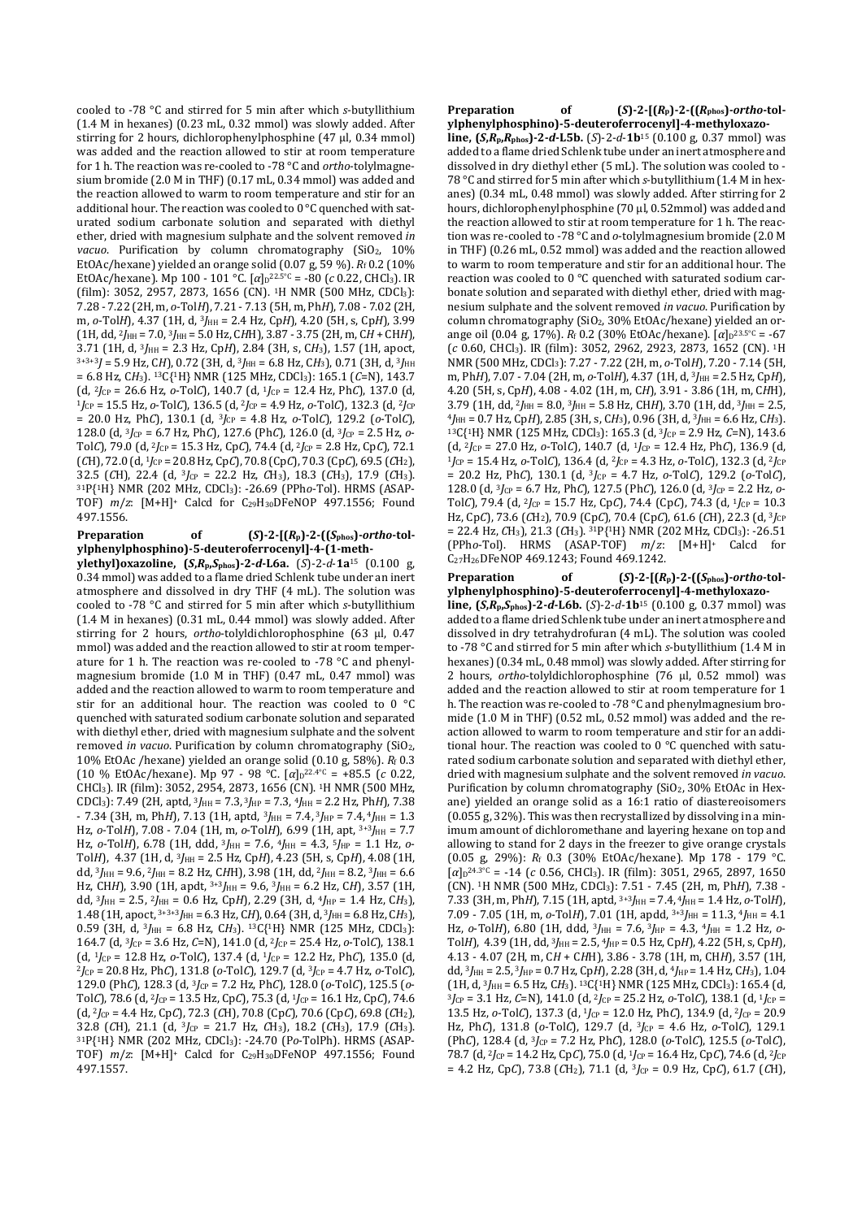cooled to -78 °C and stirred for 5 min after which *s*-butyllithium (1.4 M in hexanes) (0.23 mL, 0.32 mmol) was slowly added. After stirring for 2 hours, dichlorophenylphosphine (47 µl, 0.34 mmol) was added and the reaction allowed to stir at room temperature for 1 h. The reaction was re-cooled to -78 °C and *ortho*-tolylmagnesium bromide (2.0 M in THF) (0.17 mL, 0.34 mmol) was added and the reaction allowed to warm to room temperature and stir for an additional hour. The reaction was cooled to 0 °C quenched with saturated sodium carbonate solution and separated with diethyl ether, dried with magnesium sulphate and the solvent removed *in vacuo*. Purification by column chromatography ($SiO_2$, 10% EtOAc/hexane) yielded an orange solid (0.07 g, 59 %). $R_f$ 0.2 (10% EtOAc/hexane). Mp 100 - 101 °C. $[\alpha]_D^{22.5 °C}$ = -80 (*c* 0.22, $CHCl_3$). IR (film): 3052, 2957, 2873, 1656 (CN). $^1$H NMR (500 MHz, $CDCl_3$): 7.28 - 7.22 (2H, m, *o*-Tol*H*), 7.21 - 7.13 (5H, m, Ph*H*), 7.08 - 7.02 (2H, m, *o*-Tol*H*), 4.37 (1H, d, $^3J_{HH}$ = 2.4 Hz, Cp*H*), 4.20 (5H, s, Cp*H*), 3.99 (1H, dd, $^2J_{HH}$ = 7.0, $^3J_{HH}$ = 5.0 Hz, C*H*H), 3.87 - 3.75 (2H, m, C*H* + CH*H*), 3.71 (1H, d, $^3J_{HH}$ = 2.3 Hz, Cp*H*), 2.84 (3H, s, C*H*$_3$), 1.57 (1H, apoct, $^{3+3+3}J$ = 5.9 Hz, C*H*), 0.72 (3H, d, $^3J_{HH}$ = 6.8 Hz, C*H*$_3$), 0.71 (3H, d, $^3J_{HH}$ = 6.8 Hz, C*H*$_3$). $^{13}$C{$^1$H} NMR (125 MHz, $CDCl_3$): 165.1 (*C*=N), 143.7 (d, $^2J_{CP}$ = 26.6 Hz, *o*-Tol*C*), 140.7 (d, $^1J_{CP}$ = 12.4 Hz, Ph*C*), 137.0 (d, $^1J_{CP}$ = 15.5 Hz, *o*-Tol*C*), 136.5 (d, $^2J_{CP}$ = 4.9 Hz, *o*-Tol*C*), 132.3 (d, $^2J_{CP}$ = 20.0 Hz, Ph*C*), 130.1 (d, $^3J_{CP}$ = 4.8 Hz, *o*-Tol*C*), 129.2 (*o*-Tol*C*), 128.0 (d, $^3J_{CP}$ = 6.7 Hz, Ph*C*), 127.6 (Ph*C*), 126.0 (d, $^3J_{CP}$ = 2.5 Hz, *o*-Tol*C*), 79.0 (d, $^2J_{CP}$ = 15.3 Hz, Cp*C*), 74.4 (d, $^2J_{CP}$ = 2.8 Hz, Cp*C*), 72.1 (*C*H), 72.0 (d, $^1J_{CP}$ = 20.8 Hz, Cp*C*), 70.8 (Cp*C*), 70.3 (Cp*C*), 69.5 (*C*H$_2$), 32.5 (*C*H), 22.4 (d, $^3J_{CP}$ = 22.2 Hz, *C*H$_3$), 18.3 (*C*H$_3$), 17.9 (*C*H$_3$). $^{31}$P{$^1$H} NMR (202 MHz, $CDCl_3$): -26.69 (PPh*o*-Tol). HRMS (ASAP-TOF) *m/z*: [M+H]$^+$ Calcd for $C_{29}H_{30}DFeNOP$ 497.1556; Found 497.1556.

**Preparation of (*S*)-2-[(*R*$_p$)-2-((*S*$_{phos}$)-*ortho*-tolylphenylphosphino)-5-deuteroferrocenyl]-4-(1-methylethyl)oxazoline, (*S*,*R*$_p$,*S*$_{phos}$)-2-*d*-L6a.** (*S*)-2-*d*-**1a**[15] (0.100 g, 0.34 mmol) was added to a flame dried Schlenk tube under an inert atmosphere and dissolved in dry THF (4 mL). The solution was cooled to -78 °C and stirred for 5 min after which *s*-butyllithium (1.4 M in hexanes) (0.31 mL, 0.44 mmol) was slowly added. After stirring for 2 hours, *ortho*-tolyldichlorophosphine (63 µl, 0.47 mmol) was added and the reaction allowed to stir at room temperature for 1 h. The reaction was re-cooled to -78 °C and phenylmagnesium bromide (1.0 M in THF) (0.47 mL, 0.47 mmol) was added and the reaction allowed to warm to room temperature and stir for an additional hour. The reaction was cooled to 0 °C quenched with saturated sodium carbonate solution and separated with diethyl ether, dried with magnesium sulphate and the solvent removed *in vacuo*. Purification by column chromatography ($SiO_2$, 10% EtOAc /hexane) yielded an orange solid (0.10 g, 58%). $R_f$ 0.3 (10 % EtOAc/hexane). Mp 97 - 98 °C. $[\alpha]_D^{22.4 °C}$ = +85.5 (*c* 0.22, $CHCl_3$). IR (film): 3052, 2954, 2873, 1656 (CN). $^1$H NMR (500 MHz, $CDCl_3$): 7.49 (2H, aptd, $^3J_{HH}$ = 7.3, $^3J_{HP}$ = 7.3, $^4J_{HH}$ = 2.2 Hz, Ph*H*), 7.38 - 7.34 (3H, m, Ph*H*), 7.13 (1H, aptd, $^3J_{HH}$ = 7.4, $^3J_{HP}$ = 7.4, $^4J_{HH}$ = 1.3 Hz, *o*-Tol*H*), 7.08 - 7.04 (1H, m, *o*-Tol*H*), 6.99 (1H, apt, $^{3+3}J_{HH}$ = 7.7 Hz, *o*-Tol*H*), 6.78 (1H, ddd, $^3J_{HH}$ = 7.6, $^4J_{HH}$ = 4.3, $^5J_{HP}$ = 1.1 Hz, *o*-Tol*H*), 4.37 (1H, d, $^3J_{HH}$ = 2.5 Hz, Cp*H*), 4.23 (5H, s, Cp*H*), 4.08 (1H, dd, $^3J_{HH}$ = 9.6, $^2J_{HH}$ = 8.2 Hz, C*H*H), 3.98 (1H, dd, $^2J_{HH}$ = 8.2, $^3J_{HH}$ = 6.6 Hz, CH*H*), 3.90 (1H, apdt, $^{3+3}J_{HH}$ = 9.6, $^3J_{HH}$ = 6.2 Hz, C*H*), 3.57 (1H, dd, $^3J_{HH}$ = 2.5, $^2J_{HH}$ = 0.6 Hz, Cp*H*), 2.29 (3H, d, $^4J_{HP}$ = 1.4 Hz, C*H*$_3$), 1.48 (1H, apoct, $^{3+3+3}J_{HH}$ = 6.3 Hz, C*H*), 0.64 (3H, d, $^3J_{HH}$ = 6.8 Hz, C*H*$_3$), 0.59 (3H, d, $^3J_{HH}$ = 6.8 Hz, C*H*$_3$). $^{13}$C{$^1$H} NMR (125 MHz, $CDCl_3$): 164.7 (d, $^3J_{CP}$ = 3.6 Hz, *C*=N), 141.0 (d, $^2J_{CP}$ = 25.4 Hz, *o*-Tol*C*), 138.1 (d, $^1J_{CP}$ = 12.8 Hz, *o*-Tol*C*), 137.4 (d, $^1J_{CP}$ = 12.2 Hz, Ph*C*), 135.0 (d, $^2J_{CP}$ = 20.8 Hz, Ph*C*), 131.8 (*o*-Tol*C*), 129.7 (d, $^3J_{CP}$ = 4.7 Hz, *o*-Tol*C*), 129.0 (Ph*C*), 128.3 (d, $^3J_{CP}$ = 7.2 Hz, Ph*C*), 128.0 (*o*-Tol*C*), 125.5 (*o*-Tol*C*), 78.6 (d, $^2J_{CP}$ = 13.5 Hz, Cp*C*), 75.3 (d, $^1J_{CP}$ = 16.1 Hz, Cp*C*), 74.6 (d, $^2J_{CP}$ = 4.4 Hz, Cp*C*), 72.3 (*C*H), 70.8 (Cp*C*), 70.6 (Cp*C*), 69.8 (*C*H$_2$), 32.8 (*C*H), 21.1 (d, $^3J_{CP}$ = 21.7 Hz, *C*H$_3$), 18.2 (*C*H$_3$), 17.9 (*C*H$_3$). $^{31}$P{$^1$H} NMR (202 MHz, $CDCl_3$): -24.70 (P*o*-TolPh). HRMS (ASAP-TOF) *m/z*: [M+H]$^+$ Calcd for $C_{29}H_{30}DFeNOP$ 497.1556; Found 497.1557.

**Preparation of (*S*)-2-[(*R*$_p$)-2-((*R*$_{phos}$)-*ortho*-tolylphenylphosphino)-5-deuteroferrocenyl]-4-methyloxazoline, (*S*,*R*$_p$,*R*$_{phos}$)-2-*d*-L5b.** (*S*)-2-*d*-**1b**[15] (0.100 g, 0.37 mmol) was added to a flame dried Schlenk tube under an inert atmosphere and dissolved in dry diethyl ether (5 mL). The solution was cooled to -78 °C and stirred for 5 min after which *s*-butyllithium (1.4 M in hexanes) (0.34 mL, 0.48 mmol) was slowly added. After stirring for 2 hours, dichlorophenylphosphine (70 µl, 0.52mmol) was added and the reaction allowed to stir at room temperature for 1 h. The reaction was re-cooled to -78 °C and *o*-tolylmagnesium bromide (2.0 M in THF) (0.26 mL, 0.52 mmol) was added and the reaction allowed to warm to room temperature and stir for an additional hour. The reaction was cooled to 0 °C quenched with saturated sodium carbonate solution and separated with diethyl ether, dried with magnesium sulphate and the solvent removed *in vacuo*. Purification by column chromatography ($SiO_2$, 30% EtOAc/hexane) yielded an orange oil (0.04 g, 17%). $R_f$ 0.2 (30% EtOAc/hexane). $[\alpha]_D^{23.5 °C}$ = -67 (*c* 0.60, $CHCl_3$). IR (film): 3052, 2962, 2923, 2873, 1652 (CN). $^1$H NMR (500 MHz, $CDCl_3$): 7.27 - 7.22 (2H, m, *o*-Tol*H*), 7.20 - 7.14 (5H, m, Ph*H*), 7.07 - 7.04 (2H, m, *o*-Tol*H*), 4.37 (1H, d, $^3J_{HH}$ = 2.5 Hz, Cp*H*), 4.20 (5H, s, Cp*H*), 4.08 - 4.02 (1H, m, C*H*), 3.91 - 3.86 (1H, m, C*H*H), 3.79 (1H, dd, $^2J_{HH}$ = 8.0, $^3J_{HH}$ = 5.8 Hz, CH*H*), 3.70 (1H, dd, $^3J_{HH}$ = 2.5, $^4J_{HH}$ = 0.7 Hz, Cp*H*), 2.85 (3H, s, C*H*$_3$), 0.96 (3H, d, $^3J_{HH}$ = 6.6 Hz, C*H*$_3$). $^{13}$C{$^1$H} NMR (125 MHz, $CDCl_3$): 165.3 (d, $^3J_{CP}$ = 2.9 Hz, *C*=N), 143.6 (d, $^2J_{CP}$ = 27.0 Hz, *o*-Tol*C*), 140.7 (d, $^1J_{CP}$ = 12.4 Hz, Ph*C*), 136.9 (d, $^1J_{CP}$ = 15.4 Hz, *o*-Tol*C*), 136.4 (d, $^2J_{CP}$ = 4.3 Hz, *o*-Tol*C*), 132.3 (d, $^2J_{CP}$ = 20.2 Hz, Ph*C*), 130.1 (d, $^3J_{CP}$ = 4.7 Hz, *o*-Tol*C*), 129.2 (*o*-Tol*C*), 128.0 (d, $^3J_{CP}$ = 6.7 Hz, Ph*C*), 127.5 (Ph*C*), 126.0 (d, $^3J_{CP}$ = 2.2 Hz, *o*-Tol*C*), 79.4 (d, $^2J_{CP}$ = 15.7 Hz, Cp*C*), 74.4 (Cp*C*), 74.3 (d, $^1J_{CP}$ = 10.3 Hz, Cp*C*), 73.6 (*C*H$_2$), 70.9 (Cp*C*), 70.4 (Cp*C*), 61.6 (*C*H), 22.3 (d, $^3J_{CP}$ = 22.4 Hz, *C*H$_3$), 21.3 (*C*H$_3$). $^{31}$P{$^1$H} NMR (202 MHz, $CDCl_3$): -26.51 (PPh*o*-Tol). HRMS (ASAP-TOF) *m/z*: [M+H]$^+$ Calcd for $C_{27}H_{26}DFeNOP$ 469.1243; Found 469.1242.

**Preparation of (*S*)-2-[(*R*$_p$)-2-((*S*$_{phos}$)-*ortho*-tolylphenylphosphino)-5-deuteroferrocenyl]-4-methyloxazoline, (*S*,*R*$_p$,*S*$_{phos}$)-2-*d*-L6b.** (*S*)-2-*d*-**1b**[15] (0.100 g, 0.37 mmol) was added to a flame dried Schlenk tube under an inert atmosphere and dissolved in dry tetrahydrofuran (4 mL). The solution was cooled to -78 °C and stirred for 5 min after which *s*-butyllithium (1.4 M in hexanes) (0.34 mL, 0.48 mmol) was slowly added. After stirring for 2 hours, *ortho*-tolyldichlorophosphine (76 µl, 0.52 mmol) was added and the reaction allowed to stir at room temperature for 1 h. The reaction was re-cooled to -78 °C and phenylmagnesium bromide (1.0 M in THF) (0.52 mL, 0.52 mmol) was added and the reaction allowed to warm to room temperature and stir for an additional hour. The reaction was cooled to 0 °C quenched with saturated sodium carbonate solution and separated with diethyl ether, dried with magnesium sulphate and the solvent removed *in vacuo*. Purification by column chromatography ($SiO_2$, 30% EtOAc in Hexane) yielded an orange solid as a 16:1 ratio of diastereoisomers (0.055 g, 32%). This was then recrystallized by dissolving in a minimum amount of dichloromethane and layering hexane on top and allowing to stand for 2 days in the freezer to give orange crystals (0.05 g, 29%): $R_f$ 0.3 (30% EtOAc/hexane). Mp 178 - 179 °C. $[\alpha]_D^{24.3 °C}$ = -14 (*c* 0.56, $CHCl_3$). IR (film): 3051, 2965, 2897, 1650 (CN). $^1$H NMR (500 MHz, $CDCl_3$): 7.51 - 7.45 (2H, m, Ph*H*), 7.38 - 7.33 (3H, m, Ph*H*), 7.15 (1H, aptd, $^{3+3}J_{HH}$ = 7.4, $^4J_{HH}$ = 1.4 Hz, *o*-Tol*H*), 7.09 - 7.05 (1H, m, *o*-Tol*H*), 7.01 (1H, apdd, $^{3+3}J_{HH}$ = 11.3, $^4J_{HH}$ = 4.1 Hz, *o*-Tol*H*), 6.80 (1H, ddd, $^3J_{HH}$ = 7.6, $^3J_{HP}$ = 4.3, $^4J_{HH}$ = 1.2 Hz, *o*-Tol*H*), 4.39 (1H, dd, $^3J_{HH}$ = 2.5, $^4J_{HP}$ = 0.5 Hz, Cp*H*), 4.22 (5H, s, Cp*H*), 4.13 - 4.07 (2H, m, C*H* + C*H*H), 3.86 - 3.78 (1H, m, CH*H*), 3.57 (1H, dd, $^3J_{HH}$ = 2.5, $^3J_{HP}$ = 0.7 Hz, Cp*H*), 2.28 (3H, d, $^4J_{HP}$ = 1.4 Hz, C*H*$_3$), 1.04 (1H, d, $^3J_{HH}$ = 6.5 Hz, C*H*$_3$). $^{13}$C{$^1$H} NMR (125 MHz, $CDCl_3$): 165.4 (d, $^3J_{CP}$ = 3.1 Hz, *C*=N), 141.0 (d, $^2J_{CP}$ = 25.2 Hz, *o*-Tol*C*), 138.1 (d, $^1J_{CP}$ = 13.5 Hz, *o*-Tol*C*), 137.3 (d, $^1J_{CP}$ = 12.0 Hz, Ph*C*), 134.9 (d, $^2J_{CP}$ = 20.9 Hz, Ph*C*), 131.8 (*o*-Tol*C*), 129.7 (d, $^3J_{CP}$ = 4.6 Hz, *o*-Tol*C*), 129.1 (Ph*C*), 128.4 (d, $^3J_{CP}$ = 7.2 Hz, Ph*C*), 128.0 (*o*-Tol*C*), 125.5 (*o*-Tol*C*), 78.7 (d, $^2J_{CP}$ = 14.2 Hz, Cp*C*), 75.0 (d, $^1J_{CP}$ = 16.4 Hz, Cp*C*), 74.6 (d, $^2J_{CP}$ = 4.2 Hz, Cp*C*), 73.8 (*C*H$_2$), 71.1 (d, $^3J_{CP}$ = 0.9 Hz, Cp*C*), 61.7 (*C*H),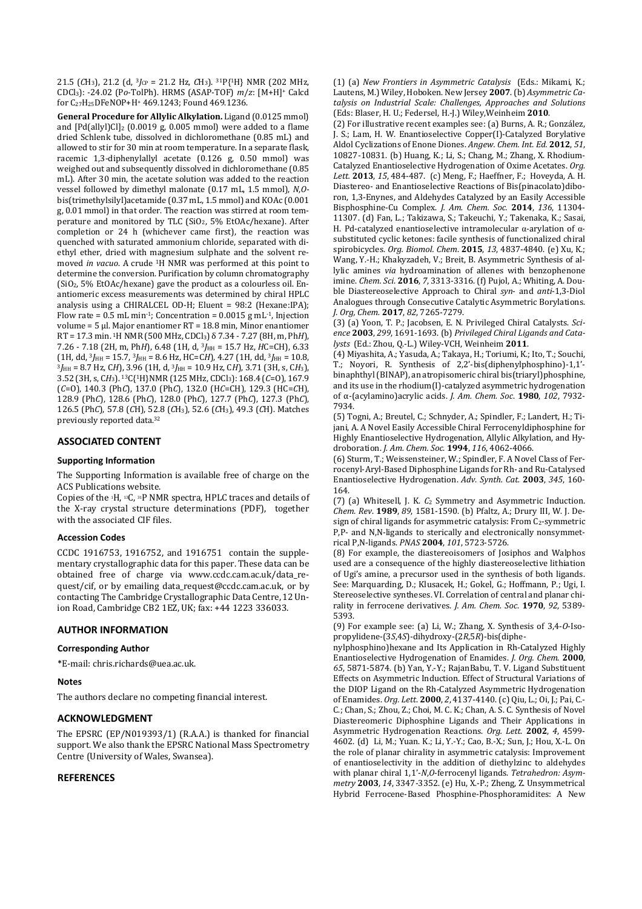21.5 ($CH_3$), 21.2 (d, $^3J_{CP}$ = 21.2 Hz, $CH_3$). $^{31}P\{^1H\}$ NMR (202 MHz, $CDCl_3$): -24.02 (P*o*-TolPh). HRMS (ASAP-TOF) *m*/*z*: $[M+H]^+$ Calcd for $C_{27}H_{25}DFeNOP+H^+$ 469.1243; Found 469.1236.

**General Procedure for Allylic Alkylation.** Ligand (0.0125 mmol) and $[Pd(allyl)Cl]_2$ (0.0019 g, 0.005 mmol) were added to a flame dried Schlenk tube, dissolved in dichloromethane (0.85 mL) and allowed to stir for 30 min at room temperature. In a separate flask, racemic 1,3-diphenylallyl acetate (0.126 g, 0.50 mmol) was weighed out and subsequently dissolved in dichloromethane (0.85 mL). After 30 min, the acetate solution was added to the reaction vessel followed by dimethyl malonate (0.17 mL, 1.5 mmol), *N*,*O*-bis(trimethylsilyl)acetamide (0.37 mL, 1.5 mmol) and KOAc (0.001 g, 0.01 mmol) in that order. The reaction was stirred at room temperature and monitored by TLC ($SiO_2$, 5% EtOAc/hexane). After completion or 24 h (whichever came first), the reaction was quenched with saturated ammonium chloride, separated with diethyl ether, dried with magnesium sulphate and the solvent removed *in vacuo*. A crude $^1$H NMR was performed at this point to determine the conversion. Purification by column chromatography ($SiO_2$, 5% EtOAc/hexane) gave the product as a colourless oil. Enantiomeric excess measurements was determined by chiral HPLC analysis using a CHIRALCEL OD-H; Eluent = 98:2 (Hexane:IPA); Flow rate = 0.5 mL min$^{-1}$; Concentration = 0.0015 g mL$^{-1}$, Injection volume = 5 µl. Major enantiomer RT = 18.8 min, Minor enantiomer RT = 17.3 min. $^1$H NMR (500 MHz, $CDCl_3$) δ 7.34 - 7.27 (8H, m, Ph*H*), 7.26 - 7.18 (2H, m, Ph*H*), 6.48 (1H, d, $^3J_{HH}$ = 15.7 Hz, *H*C=CH), 6.33 (1H, dd, $^3J_{HH}$ = 15.7, $^3J_{HH}$ = 8.6 Hz, HC=C*H*), 4.27 (1H, dd, $^3J_{HH}$ = 10.8, $^3J_{HH}$ = 8.7 Hz, C*H*), 3.96 (1H, d, $^3J_{HH}$ = 10.9 Hz, C*H*), 3.71 (3H, s, C*H*$_3$), 3.52 (3H, s, C*H*$_3$). $^{13}C\{^1H\}$NMR (125 MHz, $CDCl_3$): 168.4 (*C*=O), 167.9 (*C*=O), 140.3 (Ph*C*), 137.0 (Ph*C*), 132.0 (H*C*=CH), 129.3 (HC=*C*H), 128.9 (Ph*C*), 128.6 (Ph*C*), 128.0 (Ph*C*), 127.7 (Ph*C*), 127.3 (Ph*C*), 126.5 (Ph*C*), 57.8 (*C*H), 52.8 (*C*H$_3$), 52.6 (*C*H$_3$), 49.3 (*C*H). Matches previously reported data.[32]

## ASSOCIATED CONTENT

### Supporting Information

The Supporting Information is available free of charge on the ACS Publications website.

Copies of the $^1$H, $^{13}$C, $^{31}$P NMR spectra, HPLC traces and details of the X-ray crystal structure determinations (PDF), together with the associated CIF files.

### Accession Codes

CCDC 1916753, 1916752, and 1916751 contain the supplementary crystallographic data for this paper. These data can be obtained free of charge via www.ccdc.cam.ac.uk/data_request/cif, or by emailing data_request@ccdc.cam.ac.uk, or by contacting The Cambridge Crystallographic Data Centre, 12 Union Road, Cambridge CB2 1EZ, UK; fax: +44 1223 336033.

## AUTHOR INFORMATION

### Corresponding Author

*E-mail: chris.richards@uea.ac.uk.

### Notes

The authors declare no competing financial interest.

## ACKNOWLEDGMENT

The EPSRC (EP/N019393/1) (R.A.A.) is thanked for financial support. We also thank the EPSRC National Mass Spectrometry Centre (University of Wales, Swansea).

## REFERENCES

(1) (a) *New Frontiers in Asymmetric Catalysis* (Eds.: Mikami, K.; Lautens, M.) Wiley, Hoboken. New Jersey **2007**. (b) *Asymmetric Catalysis on Industrial Scale: Challenges, Approaches and Solutions* (Eds: Blaser, H. U.; Federsel, H.-J.) Wiley,Weinheim **2010**.

(2) For illustrative recent examples see: (a) Burns, A. R.; González, J. S.; Lam, H. W. Enantioselective Copper(I)-Catalyzed Borylative Aldol Cyclizations of Enone Diones. *Angew. Chem. Int. Ed.* **2012**, *51*, 10827-10831. (b) Huang, K.; Li, S.; Chang, M.; Zhang, X. Rhodium-Catalyzed Enantioselective Hydrogenation of Oxime Acetates. *Org. Lett.* **2013**, *15*, 484-487. (c) Meng, F.; Haeffner, F.; Hoveyda, A. H. Diastereo- and Enantioselective Reactions of Bis(pinacolato)diboron, 1,3-Enynes, and Aldehydes Catalyzed by an Easily Accessible Bisphosphine-Cu Complex. *J. Am. Chem. Soc.* **2014**, *136*, 11304-11307. (d) Fan, L.; Takizawa, S.; Takeuchi, Y.; Takenaka, K.; Sasai, H. Pd-catalyzed enantioselective intramolecular α-arylation of α-substituted cyclic ketones: facile synthesis of functionalized chiral spirobicycles. *Org. Biomol. Chem*. **2015**, *13*, 4837-4840. (e) Xu, K.; Wang, Y.-H.; Khakyzadeh, V.; Breit, B. Asymmetric Synthesis of allylic amines *via* hydroamination of allenes with benzophenone imine. *Chem. Sci*. **2016**, *7*, 3313-3316. (f) Pujol, A.; Whiting, A. Double Diastereoselective Approach to Chiral *syn*- and *anti*-1,3-Diol Analogues through Consecutive Catalytic Asymmetric Borylations. *J. Org, Chem.* **2017**, *82*, 7265-7279.

(3) (a) Yoon, T. P.; Jacobsen, E. N. Privileged Chiral Catalysts. *Science* **2003**, *299*, 1691-1693. (b) *Privileged Chiral Ligands and Catalysts* (Ed.: Zhou, Q.-L.) Wiley-VCH, Weinheim **2011**.

(4) Miyashita, A.; Yasuda, A.; Takaya, H.; Toriumi, K.; Ito, T.; Souchi, T.; Noyori, R. Synthesis of 2,2'-bis(diphenylphosphino)-1,1'-binaphthyl (BINAP), an atropisomeric chiral bis(triaryl)phosphine, and its use in the rhodium(I)-catalyzed asymmetric hydrogenation of α-(acylamino)acrylic acids. *J. Am. Chem. Soc*. **1980**, *102*, 7932-7934.

(5) Togni, A.; Breutel, C.; Schnyder, A.; Spindler, F.; Landert, H.; Tijani, A. A Novel Easily Accessible Chiral Ferrocenyldiphosphine for Highly Enantioselective Hydrogenation, Allylic Alkylation, and Hydroboration. *J. Am. Chem. Soc.* **1994**, *116*, 4062-4066.

(6) Sturm, T.; Weissensteiner, W.; Spindler, F. A Novel Class of Ferrocenyl-Aryl-Based Diphosphine Ligands for Rh- and Ru-Catalysed Enantioselective Hydrogenation. *Adv. Synth. Cat.* **2003**, *345*, 160-164.

(7) (a) Whitesell, J. K. $C_2$ Symmetry and Asymmetric Induction. *Chem. Rev*. **1989**, *89*, 1581-1590. (b) Pfaltz, A.; Drury III, W. J. Design of chiral ligands for asymmetric catalysis: From $C_2$-symmetric P,P- and N,N-ligands to sterically and electronically nonsymmetrical P,N-ligands. *PNAS* **2004**, *101*, 5723-5726.

(8) For example, the diastereoisomers of Josiphos and Walphos used are a consequence of the highly diastereoselective lithiation of Ugi's amine, a precursor used in the synthesis of both ligands. See: Marquarding, D.; Klusacek, H.; Gokel, G.; Hoffmann, P.; Ugi, I. Stereoselective syntheses. VI. Correlation of central and planar chirality in ferrocene derivatives. *J. Am. Chem. Soc*. **1970**, *92*, 5389-5393.

(9) For example see: (a) Li, W.; Zhang, X. Synthesis of 3,4-*O*-Isopropylidene-(3*S*,4*S*)-dihydroxy-(2*R*,5*R*)-bis(diphenylphosphino)hexane and Its Application in Rh-Catalyzed Highly Enantioselective Hydrogenation of Enamides. *J. Org. Chem*. **2000**, *65*, 5871-5874. (b) Yan, Y.-Y.; RajanBabu, T. V. Ligand Substituent Effects on Asymmetric Induction. Effect of Structural Variations of the DIOP Ligand on the Rh-Catalyzed Asymmetric Hydrogenation of Enamides. *Org. Lett*. **2000**, *2*, 4137-4140. (c) Qiu, L.; Oi, J.; Pai, C.-C.; Chan, S.; Zhou, Z.; Choi, M. C. K.; Chan, A. S. C. Synthesis of Novel Diastereomeric Diphosphine Ligands and Their Applications in Asymmetric Hydrogenation Reactions. *Org. Lett*. **2002**, *4*, 4599-4602. (d) Li, M.; Yuan. K.; Li, Y.-Y.; Cao, B.-X.; Sun, J.; Hou, X.-L. On the role of planar chirality in asymmetric catalysis: Improvement of enantioselectivity in the addition of diethylzinc to aldehydes with planar chiral 1,1'-*N*,*O*-ferrocenyl ligands. *Tetrahedron: Asymmetry* **2003**, *14*, 3347-3352. (e) Hu, X.-P.; Zheng, Z. Unsymmetrical Hybrid Ferrocene-Based Phosphine-Phosphoramidites: A New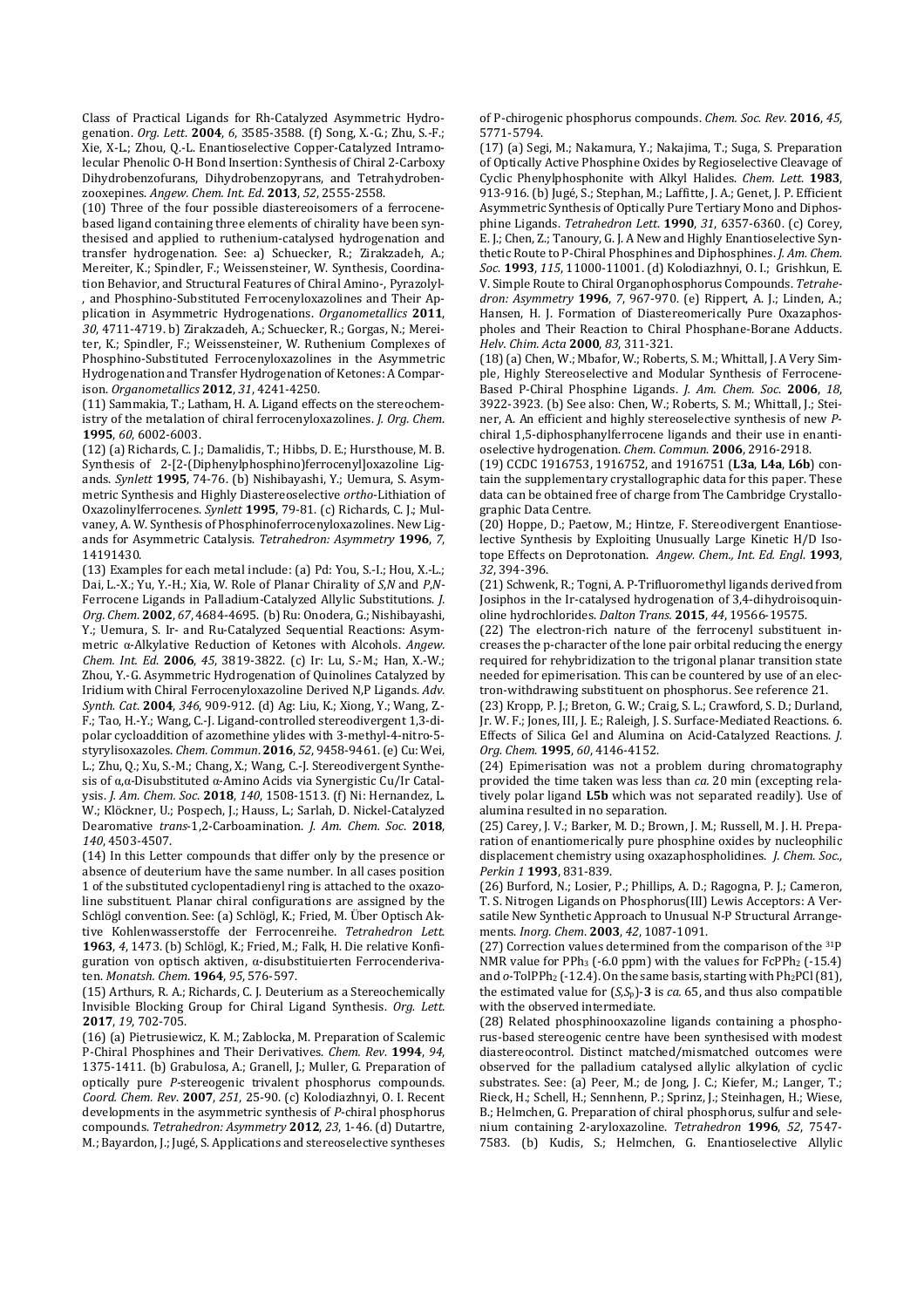Class of Practical Ligands for Rh-Catalyzed Asymmetric Hydrogenation. *Org. Lett.* **2004**, *6*, 3585-3588. (f) Song, X.-G.; Zhu, S.-F.; Xie, X-L.; Zhou, Q.-L. Enantioselective Copper-Catalyzed Intramolecular Phenolic O-H Bond Insertion: Synthesis of Chiral 2-Carboxy Dihydrobenzofurans, Dihydrobenzopyrans, and Tetrahydrobenzooxepines. *Angew. Chem. Int. Ed.* **2013**, *52*, 2555-2558.

(10) Three of the four possible diastereoisomers of a ferrocene-based ligand containing three elements of chirality have been synthesised and applied to ruthenium-catalysed hydrogenation and transfer hydrogenation. See: a) Schuecker, R.; Zirakzadeh, A.; Mereiter, K.; Spindler, F.; Weissensteiner, W. Synthesis, Coordination Behavior, and Structural Features of Chiral Amino-, Pyrazolyl-, and Phosphino-Substituted Ferrocenyloxazolines and Their Application in Asymmetric Hydrogenations. *Organometallics* **2011**, *30*, 4711-4719. b) Zirakzadeh, A.; Schuecker, R.; Gorgas, N.; Mereiter, K.; Spindler, F.; Weissensteiner, W. Ruthenium Complexes of Phosphino-Substituted Ferrocenyloxazolines in the Asymmetric Hydrogenation and Transfer Hydrogenation of Ketones: A Comparison. *Organometallics* **2012**, *31*, 4241-4250.

(11) Sammakia, T.; Latham, H. A. Ligand effects on the stereochemistry of the metalation of chiral ferrocenyloxazolines. *J. Org. Chem.* **1995**, *60*, 6002-6003.

(12) (a) Richards, C. J.; Damalidis, T.; Hibbs, D. E.; Hursthouse, M. B. Synthesis of 2-[2-(Diphenylphosphino)ferrocenyl]oxazoline Ligands. *Synlett* **1995**, 74-76. (b) Nishibayashi, Y.; Uemura, S. Asymmetric Synthesis and Highly Diastereoselective *ortho*-Lithiation of Oxazolinylferrocenes. *Synlett* **1995**, 79-81. (c) Richards, C. J.; Mulvaney, A. W. Synthesis of Phosphinoferrocenyloxazolines. New Ligands for Asymmetric Catalysis. *Tetrahedron: Asymmetry* **1996**, *7*, 14191430.

(13) Examples for each metal include: (a) Pd: You, S.-I.; Hou, X.-L.; Dai, L.-X.; Yu, Y.-H.; Xia, W. Role of Planar Chirality of *S,N* and *P,N*-Ferrocene Ligands in Palladium-Catalyzed Allylic Substitutions. *J. Org. Chem.* **2002**, *67*, 4684-4695. (b) Ru: Onodera, G.; Nishibayashi, Y.; Uemura, S. Ir- and Ru-Catalyzed Sequential Reactions: Asymmetric α-Alkylative Reduction of Ketones with Alcohols. *Angew. Chem. Int. Ed.* **2006**, *45*, 3819-3822. (c) Ir: Lu, S.-M.; Han, X.-W.; Zhou, Y.-G. Asymmetric Hydrogenation of Quinolines Catalyzed by Iridium with Chiral Ferrocenyloxazoline Derived N,P Ligands. *Adv. Synth. Cat.* **2004**, *346*, 909-912. (d) Ag: Liu, K.; Xiong, Y.; Wang, Z.-F.; Tao, H.-Y.; Wang, C.-J. Ligand-controlled stereodivergent 1,3-dipolar cycloaddition of azomethine ylides with 3-methyl-4-nitro-5-styrylisoxazoles. *Chem. Commun.* **2016**, *52*, 9458-9461. (e) Cu: Wei, L.; Zhu, Q.; Xu, S.-M.; Chang, X.; Wang, C.-J. Stereodivergent Synthesis of α,α-Disubstituted α-Amino Acids via Synergistic Cu/Ir Catalysis. *J. Am. Chem. Soc.* **2018**, *140*, 1508-1513. (f) Ni: Hernandez, L. W.; Klöckner, U.; Pospech, J.; Hauss, L.; Sarlah, D. Nickel-Catalyzed Dearomative *trans*-1,2-Carboamination. *J. Am. Chem. Soc.* **2018**, *140*, 4503-4507.

(14) In this Letter compounds that differ only by the presence or absence of deuterium have the same number. In all cases position 1 of the substituted cyclopentadienyl ring is attached to the oxazoline substituent. Planar chiral configurations are assigned by the Schlögl convention. See: (a) Schlögl, K.; Fried, M. Über Optisch Aktive Kohlenwasserstoffe der Ferrocenreihe. *Tetrahedron Lett.* **1963**, *4*, 1473. (b) Schlögl, K.; Fried, M.; Falk, H. Die relative Konfiguration von optisch aktiven, α-disubstituierten Ferrocenderivaten. *Monatsh. Chem.* **1964**, *95*, 576-597.

(15) Arthurs, R. A.; Richards, C. J. Deuterium as a Stereochemically Invisible Blocking Group for Chiral Ligand Synthesis. *Org. Lett.* **2017**, *19*, 702-705.

(16) (a) Pietrusiewicz, K. M.; Zablocka, M. Preparation of Scalemic P-Chiral Phosphines and Their Derivatives. *Chem. Rev.* **1994**, *94*, 1375-1411. (b) Grabulosa, A.; Granell, J.; Muller, G. Preparation of optically pure *P*-stereogenic trivalent phosphorus compounds. *Coord. Chem. Rev.* **2007**, *251*, 25-90. (c) Kolodiazhnyi, O. I. Recent developments in the asymmetric synthesis of *P*-chiral phosphorus compounds. *Tetrahedron: Asymmetry* **2012**, *23*, 1-46. (d) Dutartre, M.; Bayardon, J.; Jugé, S. Applications and stereoselective syntheses of P-chirogenic phosphorus compounds. *Chem. Soc. Rev.* **2016**, *45*, 5771-5794.

(17) (a) Segi, M.; Nakamura, Y.; Nakajima, T.; Suga, S. Preparation of Optically Active Phosphine Oxides by Regioselective Cleavage of Cyclic Phenylphosphonite with Alkyl Halides. *Chem. Lett.* **1983**, 913-916. (b) Jugé, S.; Stephan, M.; Laffitte, J. A.; Genet, J. P. Efficient Asymmetric Synthesis of Optically Pure Tertiary Mono and Diphosphine Ligands. *Tetrahedron Lett.* **1990**, *31*, 6357-6360. (c) Corey, E. J.; Chen, Z.; Tanoury, G. J. A New and Highly Enantioselective Synthetic Route to P-Chiral Phosphines and Diphosphines. *J. Am. Chem. Soc.* **1993**, *115*, 11000-11001. (d) Kolodiazhnyi, O. I.; Grishkun, E. V. Simple Route to Chiral Organophosphorus Compounds. *Tetrahedron: Asymmetry* **1996**, *7*, 967-970. (e) Rippert, A. J.; Linden, A.; Hansen, H. J. Formation of Diastereomerically Pure Oxazaphospholes and Their Reaction to Chiral Phosphane-Borane Adducts. *Helv. Chim. Acta* **2000**, *83*, 311-321.

(18) (a) Chen, W.; Mbafor, W.; Roberts, S. M.; Whittall, J. A Very Simple, Highly Stereoselective and Modular Synthesis of Ferrocene-Based P-Chiral Phosphine Ligands. *J. Am. Chem. Soc.* **2006**, *18*, 3922-3923. (b) See also: Chen, W.; Roberts, S. M.; Whittall, J.; Steiner, A. An efficient and highly stereoselective synthesis of new *P*-chiral 1,5-diphosphanylferrocene ligands and their use in enantioselective hydrogenation. *Chem. Commun.* **2006**, 2916-2918.

(19) CCDC 1916753, 1916752, and 1916751 (**L3a**, **L4a**, **L6b**) contain the supplementary crystallographic data for this paper. These data can be obtained free of charge from The Cambridge Crystallographic Data Centre.

(20) Hoppe, D.; Paetow, M.; Hintze, F. Stereodivergent Enantioselective Synthesis by Exploiting Unusually Large Kinetic H/D Isotope Effects on Deprotonation. *Angew. Chem., Int. Ed. Engl.* **1993**, *32*, 394-396.

(21) Schwenk, R.; Togni, A. P-Trifluoromethyl ligands derived from Josiphos in the Ir-catalysed hydrogenation of 3,4-dihydroisoquinoline hydrochlorides. *Dalton Trans.* **2015**, *44*, 19566-19575.

(22) The electron-rich nature of the ferrocenyl substituent increases the p-character of the lone pair orbital reducing the energy required for rehybridization to the trigonal planar transition state needed for epimerisation. This can be countered by use of an electron-withdrawing substituent on phosphorus. See reference 21.

(23) Kropp, P. J.; Breton, G. W.; Craig, S. L.; Crawford, S. D.; Durland, Jr. W. F.; Jones, III, J. E.; Raleigh, J. S. Surface-Mediated Reactions. 6. Effects of Silica Gel and Alumina on Acid-Catalyzed Reactions. *J. Org. Chem.* **1995**, *60*, 4146-4152.

(24) Epimerisation was not a problem during chromatography provided the time taken was less than *ca.* 20 min (excepting relatively polar ligand **L5b** which was not separated readily). Use of alumina resulted in no separation.

(25) Carey, J. V.; Barker, M. D.; Brown, J. M.; Russell, M. J. H. Preparation of enantiomerically pure phosphine oxides by nucleophilic displacement chemistry using oxazaphospholidines. *J. Chem. Soc., Perkin 1* **1993**, 831-839.

(26) Burford, N.; Losier, P.; Phillips, A. D.; Ragogna, P. J.; Cameron, T. S. Nitrogen Ligands on Phosphorus(III) Lewis Acceptors: A Versatile New Synthetic Approach to Unusual N-P Structural Arrangements. *Inorg. Chem.* **2003**, *42*, 1087-1091.

(27) Correction values determined from the comparison of the $^{31}$P NMR value for $PPh_3$ (-6.0 ppm) with the values for $FcPPh_2$ (-15.4) and *o*-$TolPPh_2$ (-12.4). On the same basis, starting with $Ph_2PCl$ (81), the estimated value for ($S$,$S_p$)-**3** is *ca.* 65, and thus also compatible with the observed intermediate.

(28) Related phosphinooxazoline ligands containing a phosphorus-based stereogenic centre have been synthesised with modest diastereocontrol. Distinct matched/mismatched outcomes were observed for the palladium catalysed allylic alkylation of cyclic substrates. See: (a) Peer, M.; de Jong, J. C.; Kiefer, M.; Langer, T.; Rieck, H.; Schell, H.; Sennhenn, P.; Sprinz, J.; Steinhagen, H.; Wiese, B.; Helmchen, G. Preparation of chiral phosphorus, sulfur and selenium containing 2-aryloxazoline. *Tetrahedron* **1996**, *52*, 7547-7583. (b) Kudis, S.; Helmchen, G. Enantioselective Allylic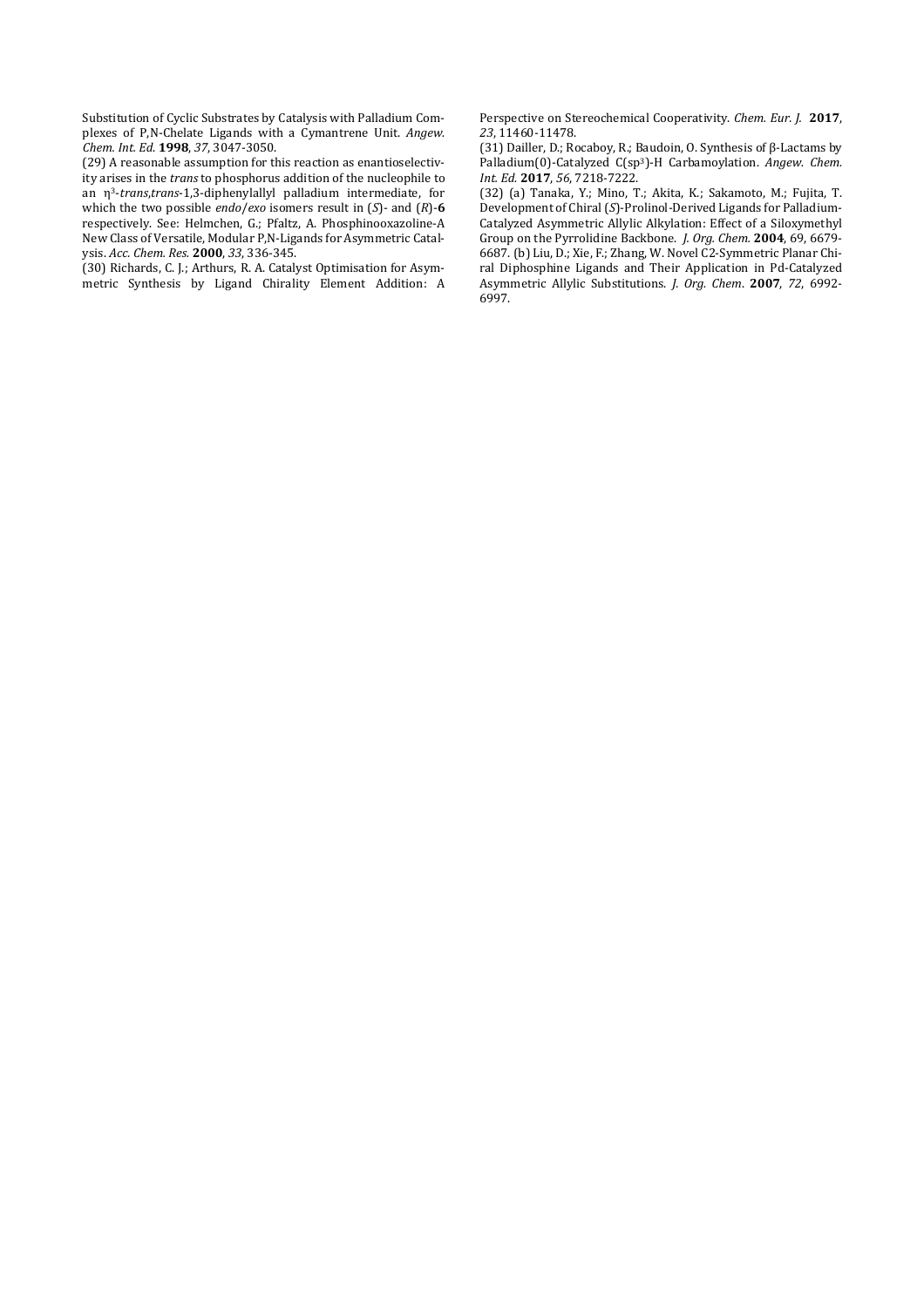Substitution of Cyclic Substrates by Catalysis with Palladium Complexes of P,N-Chelate Ligands with a Cymantrene Unit. *Angew. Chem. Int. Ed.* **1998**, *37*, 3047-3050.

(29) A reasonable assumption for this reaction as enantioselectivity arises in the *trans* to phosphorus addition of the nucleophile to an $\eta^3$-*trans,trans*-1,3-diphenylallyl palladium intermediate, for which the two possible *endo*/*exo* isomers result in (*S*)- and (*R*)-**6** respectively. See: Helmchen, G.; Pfaltz, A. Phosphinooxazoline-A New Class of Versatile, Modular P,N-Ligands for Asymmetric Catalysis. *Acc. Chem. Res.* **2000**, *33*, 336-345.

(30) Richards, C. J.; Arthurs, R. A. Catalyst Optimisation for Asymmetric Synthesis by Ligand Chirality Element Addition: A Perspective on Stereochemical Cooperativity. *Chem. Eur. J.* **2017**, *23*, 11460-11478.

(31) Dailler, D.; Rocaboy, R.; Baudoin, O. Synthesis of β-Lactams by Palladium(0)-Catalyzed C($sp^3$)-H Carbamoylation. *Angew. Chem. Int. Ed.* **2017**, *56*, 7218-7222.

(32) (a) Tanaka, Y.; Mino, T.; Akita, K.; Sakamoto, M.; Fujita, T. Development of Chiral (*S*)-Prolinol-Derived Ligands for Palladium-Catalyzed Asymmetric Allylic Alkylation: Effect of a Siloxymethyl Group on the Pyrrolidine Backbone. *J. Org. Chem.* **2004**, 69, 6679-6687. (b) Liu, D.; Xie, F.; Zhang, W. Novel C2-Symmetric Planar Chiral Diphosphine Ligands and Their Application in Pd-Catalyzed Asymmetric Allylic Substitutions. *J. Org. Chem*. **2007**, *72*, 6992-6997.